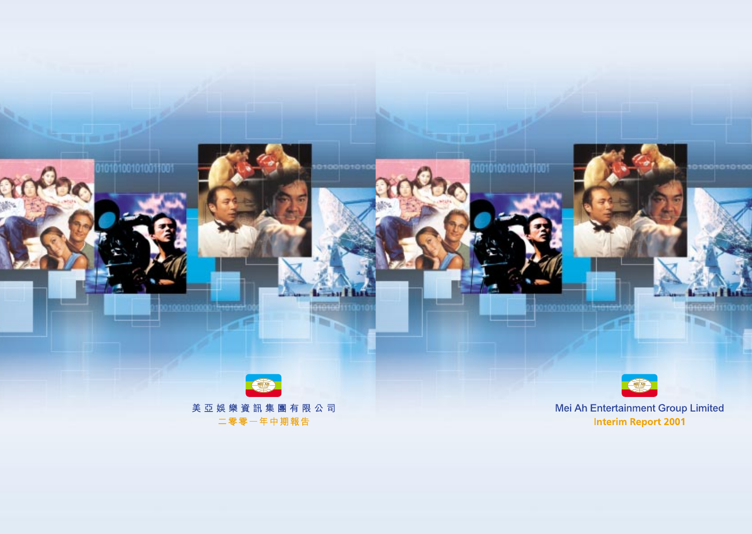美亞娛樂資訊集團有限公司

二零零一年中期報告

Mei Ah Entertainment Group Limited

Interim Report 2001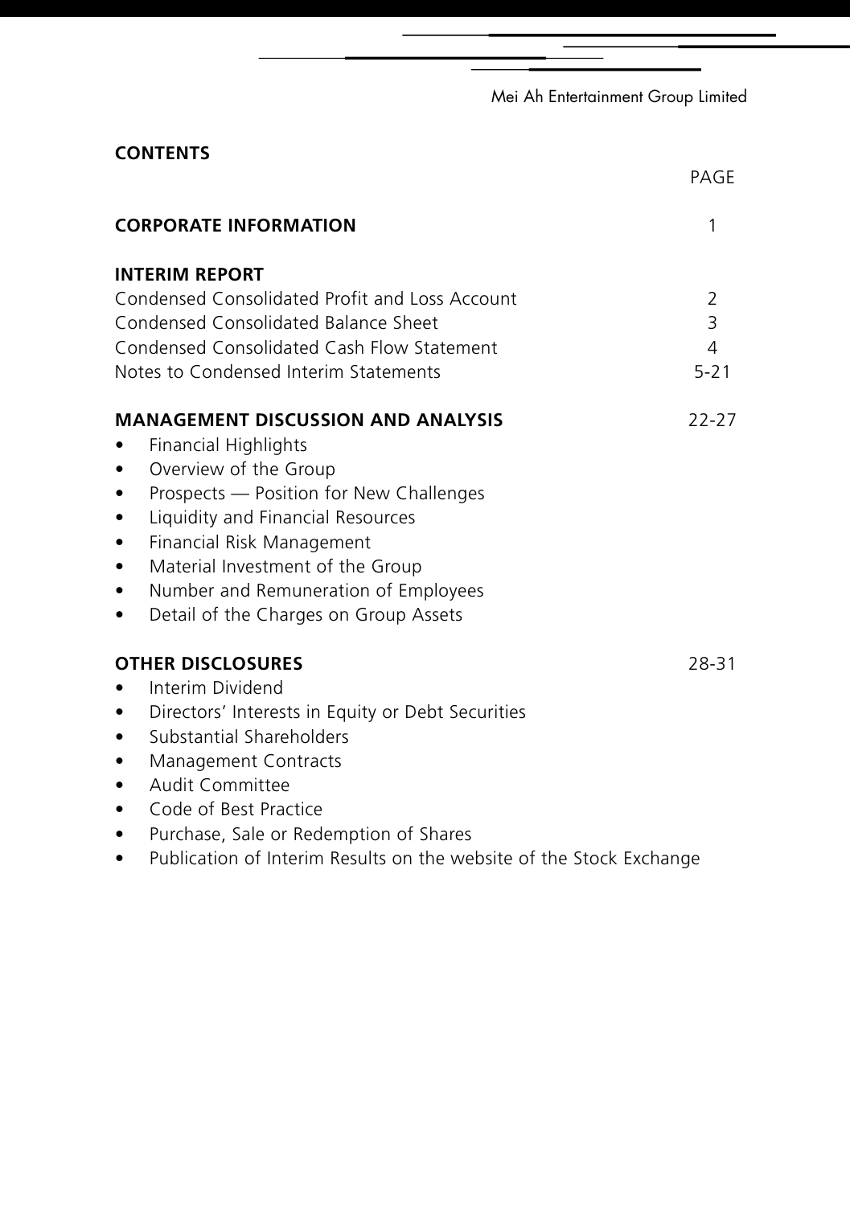## CONTENTS

| | PAGE |
|---|---|
| **CORPORATE INFORMATION** | 1 |
| **INTERIM REPORT** | |
| Condensed Consolidated Profit and Loss Account | 2 |
| Condensed Consolidated Balance Sheet | 3 |
| Condensed Consolidated Cash Flow Statement | 4 |
| Notes to Condensed Interim Statements | 5-21 |
| **MANAGEMENT DISCUSSION AND ANALYSIS** | 22-27 |
| • Financial Highlights | |
| • Overview of the Group | |
| • Prospects — Position for New Challenges | |
| • Liquidity and Financial Resources | |
| • Financial Risk Management | |
| • Material Investment of the Group | |
| • Number and Remuneration of Employees | |
| • Detail of the Charges on Group Assets | |
| **OTHER DISCLOSURES** | 28-31 |
| • Interim Dividend | |
| • Directors' Interests in Equity or Debt Securities | |
| • Substantial Shareholders | |
| • Management Contracts | |
| • Audit Committee | |
| • Code of Best Practice | |
| • Purchase, Sale or Redemption of Shares | |
| • Publication of Interim Results on the website of the Stock Exchange | |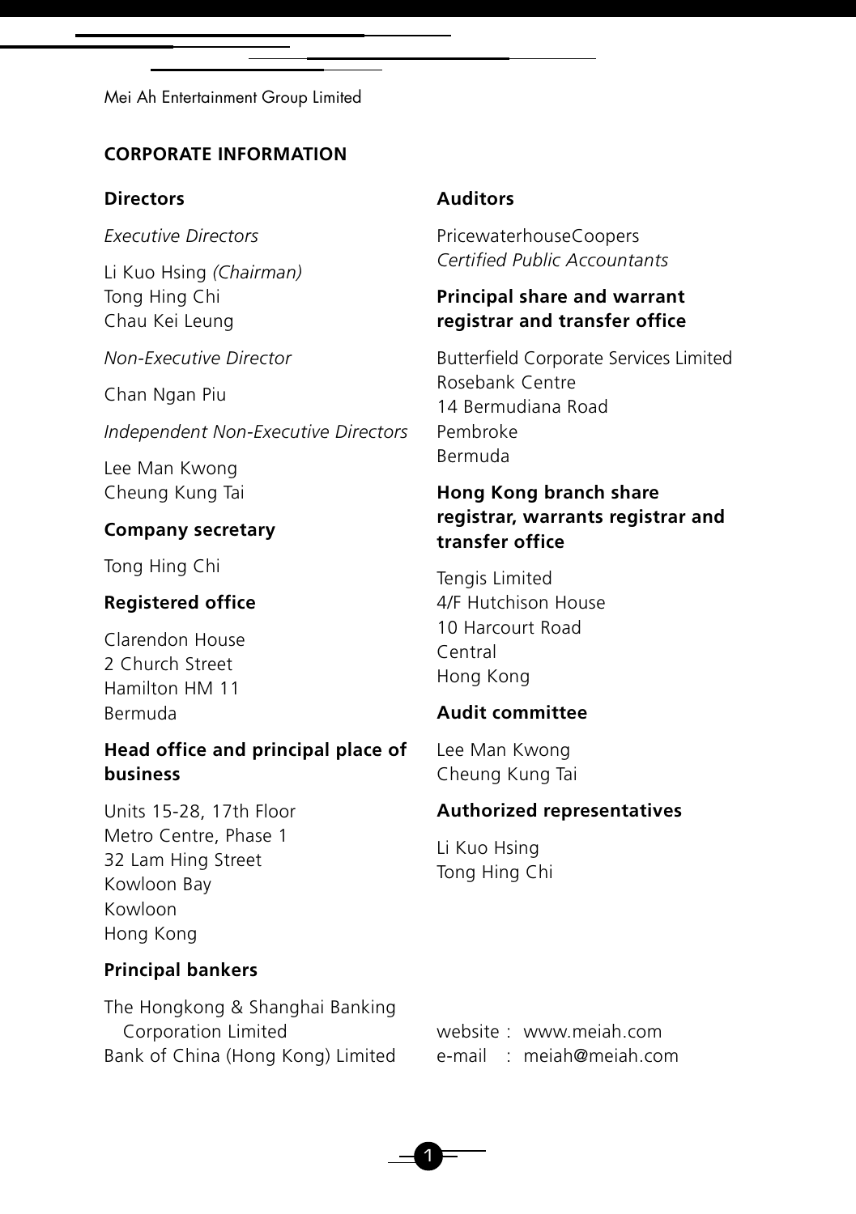# CORPORATE INFORMATION

## Directors

*Executive Directors*

Li Kuo Hsing *(Chairman)*
Tong Hing Chi
Chau Kei Leung

*Non-Executive Director*

Chan Ngan Piu

*Independent Non-Executive Directors*

Lee Man Kwong
Cheung Kung Tai

## Company secretary

Tong Hing Chi

## Registered office

Clarendon House
2 Church Street
Hamilton HM 11
Bermuda

## Head office and principal place of business

Units 15-28, 17th Floor
Metro Centre, Phase 1
32 Lam Hing Street
Kowloon Bay
Kowloon
Hong Kong

## Principal bankers

The Hongkong & Shanghai Banking Corporation Limited
Bank of China (Hong Kong) Limited

## Auditors

PricewaterhouseCoopers
*Certified Public Accountants*

## Principal share and warrant registrar and transfer office

Butterfield Corporate Services Limited
Rosebank Centre
14 Bermudiana Road
Pembroke
Bermuda

## Hong Kong branch share registrar, warrants registrar and transfer office

Tengis Limited
4/F Hutchison House
10 Harcourt Road
Central
Hong Kong

## Audit committee

Lee Man Kwong
Cheung Kung Tai

## Authorized representatives

Li Kuo Hsing
Tong Hing Chi

website : www.meiah.com
e-mail : meiah@meiah.com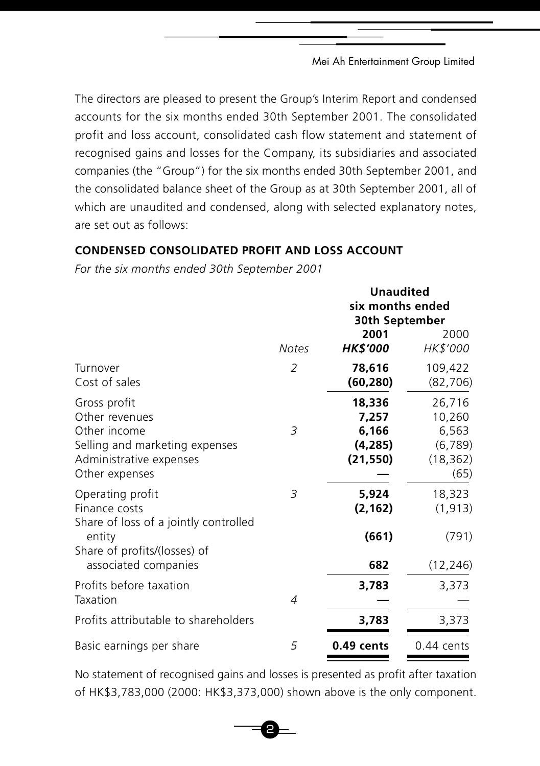The directors are pleased to present the Group's Interim Report and condensed accounts for the six months ended 30th September 2001. The consolidated profit and loss account, consolidated cash flow statement and statement of recognised gains and losses for the Company, its subsidiaries and associated companies (the "Group") for the six months ended 30th September 2001, and the consolidated balance sheet of the Group as at 30th September 2001, all of which are unaudited and condensed, along with selected explanatory notes, are set out as follows:

**CONDENSED CONSOLIDATED PROFIT AND LOSS ACCOUNT**

*For the six months ended 30th September 2001*

| | | **Unaudited six months ended 30th September** | |
|---|---|---|---|
| | *Notes* | **2001** ***HK$'000*** | 2000 *HK$'000* |
| Turnover | *2* | **78,616** | 109,422 |
| Cost of sales | | **(60,280)** | (82,706) |
| Gross profit | | **18,336** | 26,716 |
| Other revenues | | **7,257** | 10,260 |
| Other income | *3* | **6,166** | 6,563 |
| Selling and marketing expenses | | **(4,285)** | (6,789) |
| Administrative expenses | | **(21,550)** | (18,362) |
| Other expenses | | **—** | (65) |
| Operating profit | *3* | **5,924** | 18,323 |
| Finance costs | | **(2,162)** | (1,913) |
| Share of loss of a jointly controlled entity | | **(661)** | (791) |
| Share of profits/(losses) of associated companies | | **682** | (12,246) |
| Profits before taxation | | **3,783** | 3,373 |
| Taxation | *4* | **—** | — |
| Profits attributable to shareholders | | **3,783** | 3,373 |
| Basic earnings per share | *5* | **0.49 cents** | 0.44 cents |

No statement of recognised gains and losses is presented as profit after taxation of HK$3,783,000 (2000: HK$3,373,000) shown above is the only component.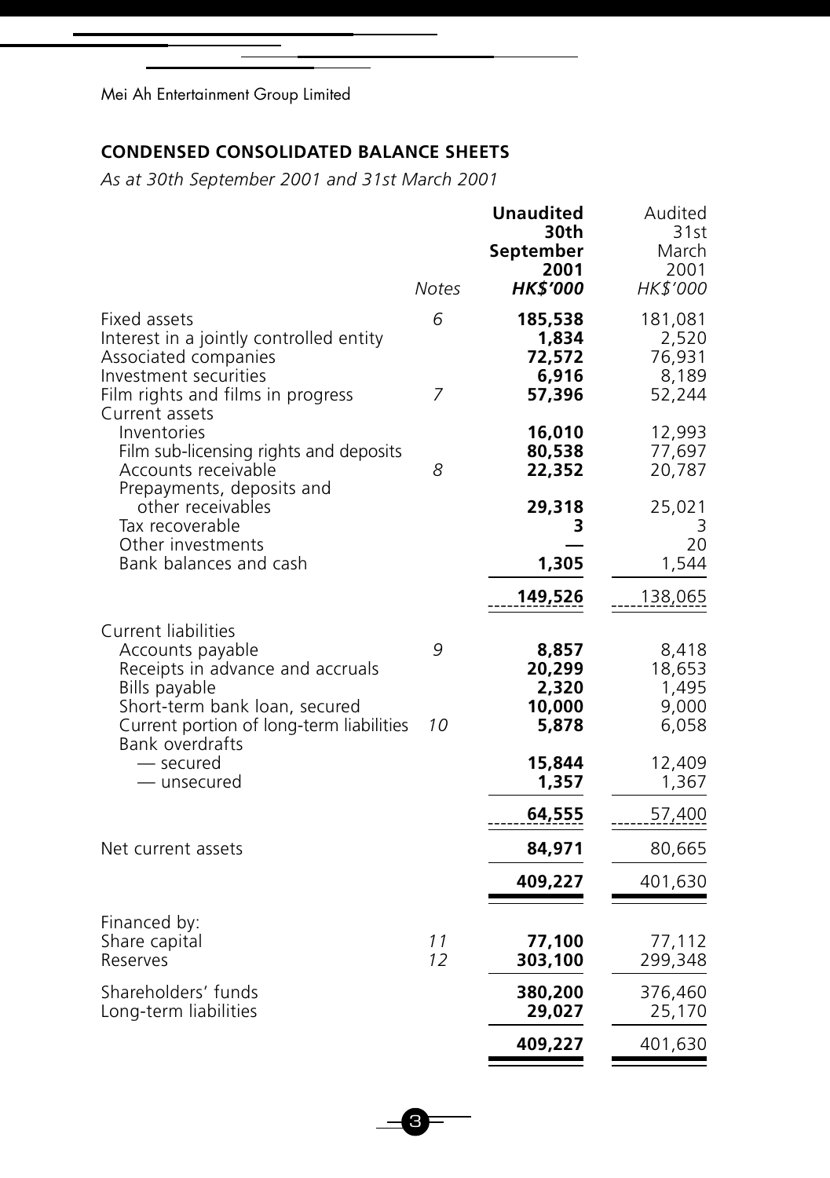Mei Ah Entertainment Group Limited

## CONDENSED CONSOLIDATED BALANCE SHEETS

*As at 30th September 2001 and 31st March 2001*

| | Notes | **Unaudited 30th September 2001 *HK$'000*** | Audited 31st March 2001 *HK$'000* |
|---|---|---|---|
| Fixed assets | 6 | **185,538** | 181,081 |
| Interest in a jointly controlled entity | | **1,834** | 2,520 |
| Associated companies | | **72,572** | 76,931 |
| Investment securities | | **6,916** | 8,189 |
| Film rights and films in progress | 7 | **57,396** | 52,244 |
| Current assets | | | |
| Inventories | | **16,010** | 12,993 |
| Film sub-licensing rights and deposits | | **80,538** | 77,697 |
| Accounts receivable | 8 | **22,352** | 20,787 |
| Prepayments, deposits and other receivables | | **29,318** | 25,021 |
| Tax recoverable | | **3** | 3 |
| Other investments | | **—** | 20 |
| Bank balances and cash | | **1,305** | 1,544 |
| | | **149,526** | 138,065 |
| Current liabilities | | | |
| Accounts payable | 9 | **8,857** | 8,418 |
| Receipts in advance and accruals | | **20,299** | 18,653 |
| Bills payable | | **2,320** | 1,495 |
| Short-term bank loan, secured | | **10,000** | 9,000 |
| Current portion of long-term liabilities | 10 | **5,878** | 6,058 |
| Bank overdrafts | | | |
| — secured | | **15,844** | 12,409 |
| — unsecured | | **1,357** | 1,367 |
| | | **64,555** | 57,400 |
| Net current assets | | **84,971** | 80,665 |
| | | **409,227** | 401,630 |
| Financed by: | | | |
| Share capital | 11 | **77,100** | 77,112 |
| Reserves | 12 | **303,100** | 299,348 |
| Shareholders' funds | | **380,200** | 376,460 |
| Long-term liabilities | | **29,027** | 25,170 |
| | | **409,227** | 401,630 |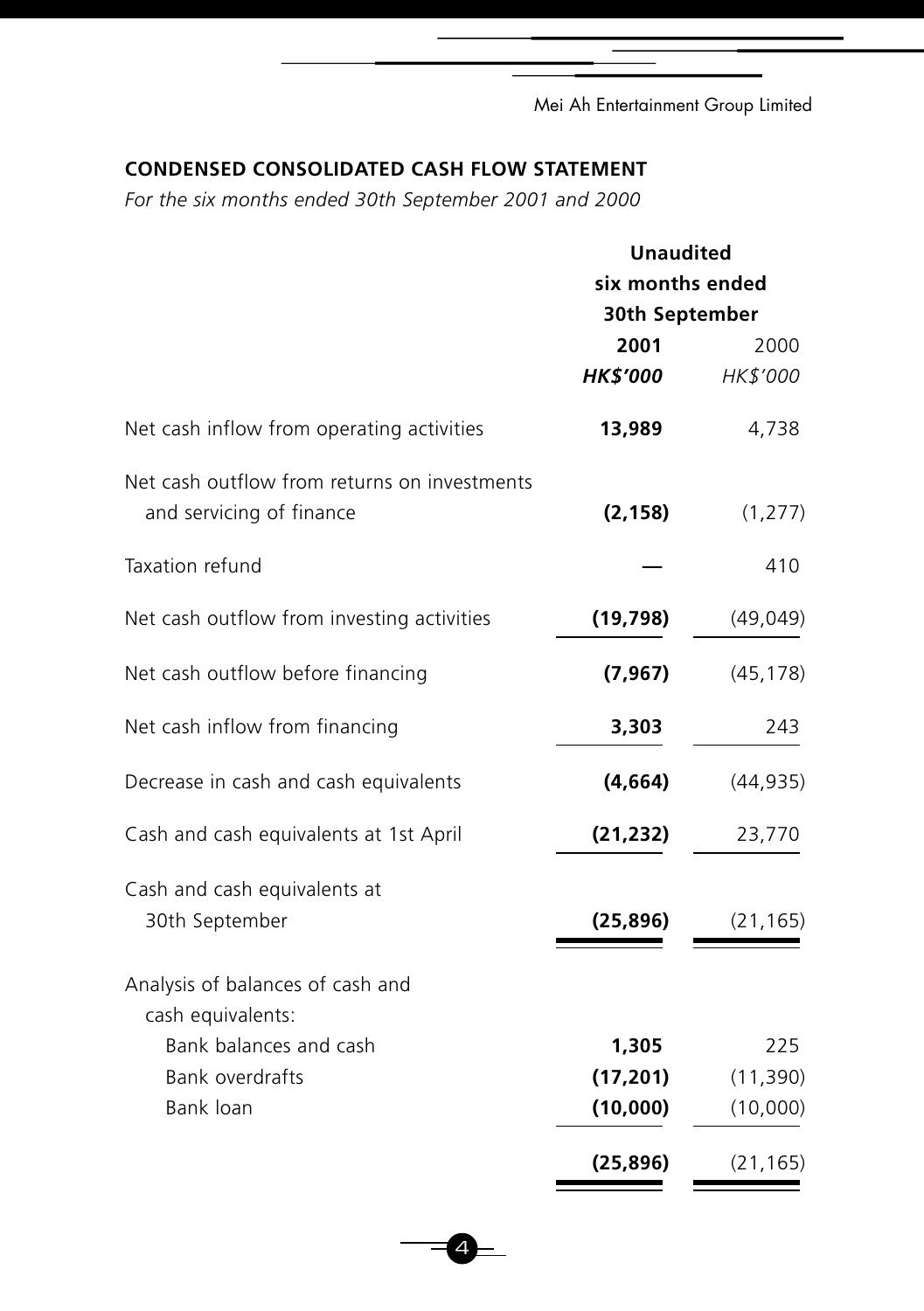## CONDENSED CONSOLIDATED CASH FLOW STATEMENT

*For the six months ended 30th September 2001 and 2000*

| | Unaudited six months ended 30th September | |
|---|---|---|
| | **2001** | 2000 |
| | ***HK$'000*** | *HK$'000* |
| Net cash inflow from operating activities | **13,989** | 4,738 |
| Net cash outflow from returns on investments and servicing of finance | **(2,158)** | (1,277) |
| Taxation refund | **—** | 410 |
| Net cash outflow from investing activities | **(19,798)** | (49,049) |
| Net cash outflow before financing | **(7,967)** | (45,178) |
| Net cash inflow from financing | **3,303** | 243 |
| Decrease in cash and cash equivalents | **(4,664)** | (44,935) |
| Cash and cash equivalents at 1st April | **(21,232)** | 23,770 |
| Cash and cash equivalents at 30th September | **(25,896)** | (21,165) |
| Analysis of balances of cash and cash equivalents: | | |
| Bank balances and cash | **1,305** | 225 |
| Bank overdrafts | **(17,201)** | (11,390) |
| Bank loan | **(10,000)** | (10,000) |
| | **(25,896)** | (21,165) |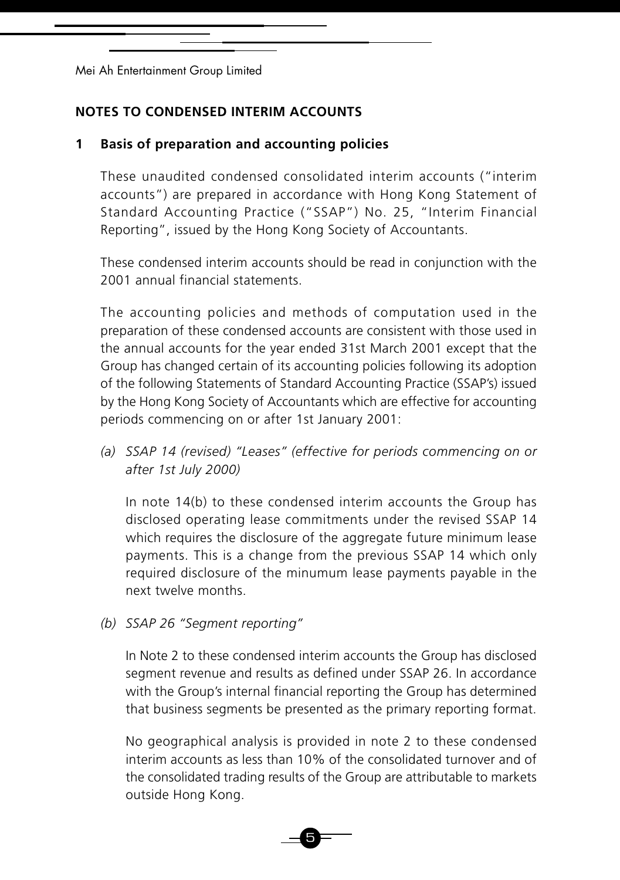Mei Ah Entertainment Group Limited

## NOTES TO CONDENSED INTERIM ACCOUNTS

### 1 Basis of preparation and accounting policies

These unaudited condensed consolidated interim accounts ("interim accounts") are prepared in accordance with Hong Kong Statement of Standard Accounting Practice ("SSAP") No. 25, "Interim Financial Reporting", issued by the Hong Kong Society of Accountants.

These condensed interim accounts should be read in conjunction with the 2001 annual financial statements.

The accounting policies and methods of computation used in the preparation of these condensed accounts are consistent with those used in the annual accounts for the year ended 31st March 2001 except that the Group has changed certain of its accounting policies following its adoption of the following Statements of Standard Accounting Practice (SSAP's) issued by the Hong Kong Society of Accountants which are effective for accounting periods commencing on or after 1st January 2001:

*(a) SSAP 14 (revised) "Leases" (effective for periods commencing on or after 1st July 2000)*

In note 14(b) to these condensed interim accounts the Group has disclosed operating lease commitments under the revised SSAP 14 which requires the disclosure of the aggregate future minimum lease payments. This is a change from the previous SSAP 14 which only required disclosure of the minumum lease payments payable in the next twelve months.

*(b) SSAP 26 "Segment reporting"*

In Note 2 to these condensed interim accounts the Group has disclosed segment revenue and results as defined under SSAP 26. In accordance with the Group's internal financial reporting the Group has determined that business segments be presented as the primary reporting format.

No geographical analysis is provided in note 2 to these condensed interim accounts as less than 10% of the consolidated turnover and of the consolidated trading results of the Group are attributable to markets outside Hong Kong.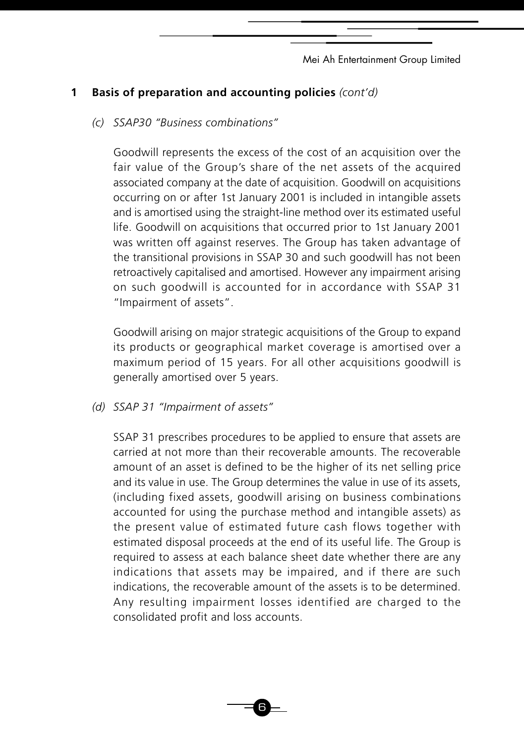## 1 Basis of preparation and accounting policies *(cont'd)*

*(c) SSAP30 "Business combinations"*

Goodwill represents the excess of the cost of an acquisition over the fair value of the Group's share of the net assets of the acquired associated company at the date of acquisition. Goodwill on acquisitions occurring on or after 1st January 2001 is included in intangible assets and is amortised using the straight-line method over its estimated useful life. Goodwill on acquisitions that occurred prior to 1st January 2001 was written off against reserves. The Group has taken advantage of the transitional provisions in SSAP 30 and such goodwill has not been retroactively capitalised and amortised. However any impairment arising on such goodwill is accounted for in accordance with SSAP 31 "Impairment of assets".

Goodwill arising on major strategic acquisitions of the Group to expand its products or geographical market coverage is amortised over a maximum period of 15 years. For all other acquisitions goodwill is generally amortised over 5 years.

*(d) SSAP 31 "Impairment of assets"*

SSAP 31 prescribes procedures to be applied to ensure that assets are carried at not more than their recoverable amounts. The recoverable amount of an asset is defined to be the higher of its net selling price and its value in use. The Group determines the value in use of its assets, (including fixed assets, goodwill arising on business combinations accounted for using the purchase method and intangible assets) as the present value of estimated future cash flows together with estimated disposal proceeds at the end of its useful life. The Group is required to assess at each balance sheet date whether there are any indications that assets may be impaired, and if there are such indications, the recoverable amount of the assets is to be determined. Any resulting impairment losses identified are charged to the consolidated profit and loss accounts.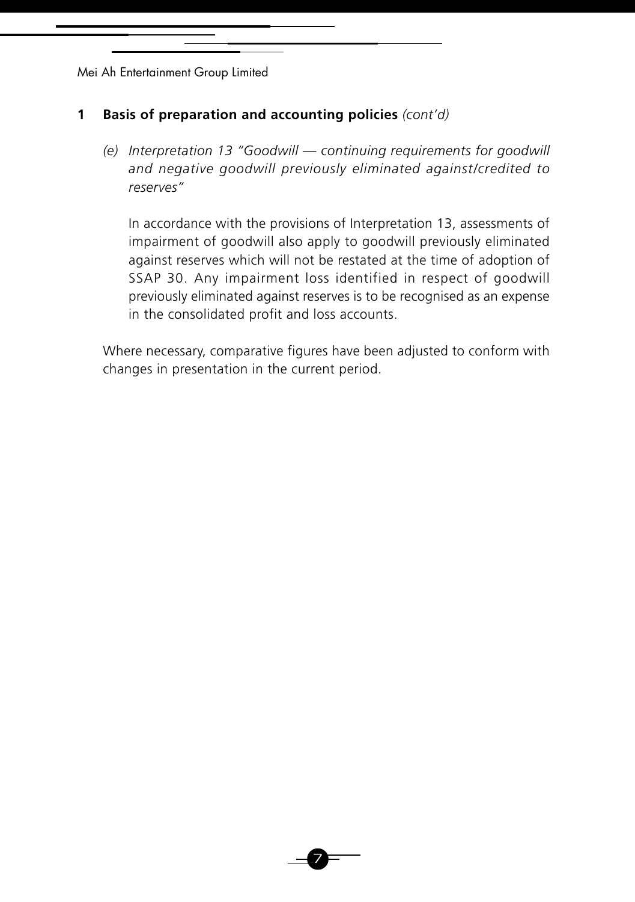## 1 Basis of preparation and accounting policies *(cont'd)*

*(e) Interpretation 13 "Goodwill — continuing requirements for goodwill and negative goodwill previously eliminated against/credited to reserves"*

In accordance with the provisions of Interpretation 13, assessments of impairment of goodwill also apply to goodwill previously eliminated against reserves which will not be restated at the time of adoption of SSAP 30. Any impairment loss identified in respect of goodwill previously eliminated against reserves is to be recognised as an expense in the consolidated profit and loss accounts.

Where necessary, comparative figures have been adjusted to conform with changes in presentation in the current period.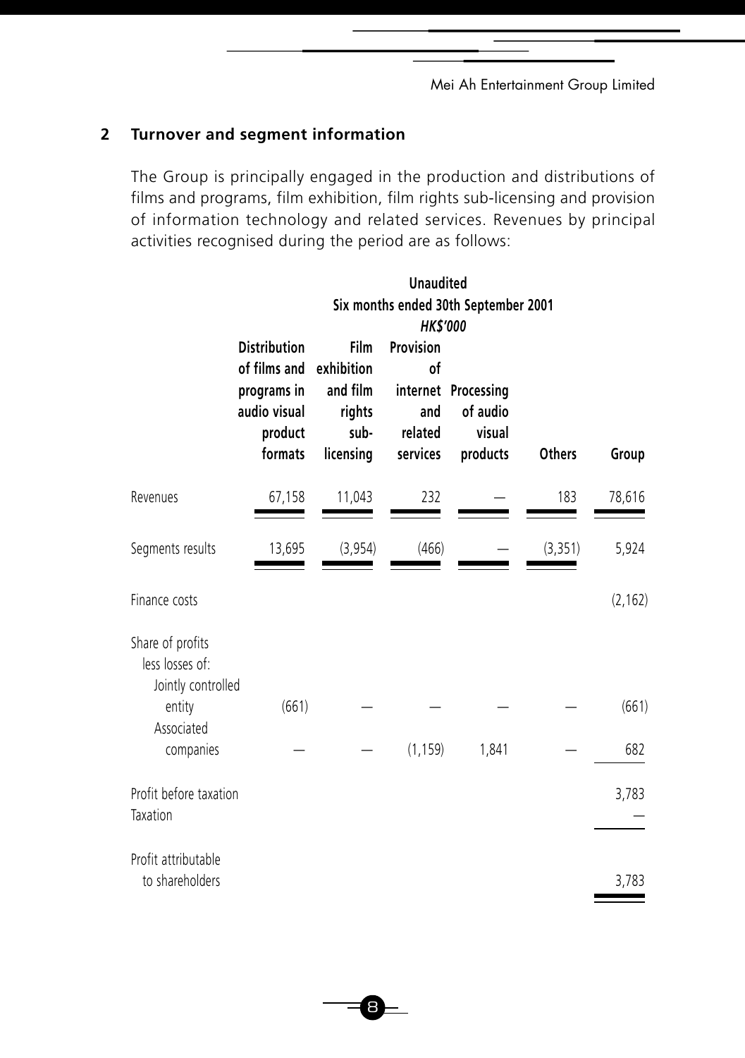## 2 Turnover and segment information

The Group is principally engaged in the production and distributions of films and programs, film exhibition, film rights sub-licensing and provision of information technology and related services. Revenues by principal activities recognised during the period are as follows:

| | Unaudited Six months ended 30th September 2001 *HK$'000* | | | | | |
|---|---|---|---|---|---|---|
| | **Distribution of films and programs in audio visual product formats** | **Film exhibition and film rights sub-licensing** | **Provision of internet and related services** | **Processing of audio visual products** | **Others** | **Group** |
| Revenues | 67,158 | 11,043 | 232 | — | 183 | 78,616 |
| Segments results | 13,695 | (3,954) | (466) | — | (3,351) | 5,924 |
| Finance costs | | | | | | (2,162) |
| Share of profits less losses of: | | | | | | |
| Jointly controlled entity | (661) | — | — | — | — | (661) |
| Associated companies | — | — | (1,159) | 1,841 | — | 682 |
| Profit before taxation | | | | | | 3,783 |
| Taxation | | | | | | — |
| Profit attributable to shareholders | | | | | | 3,783 |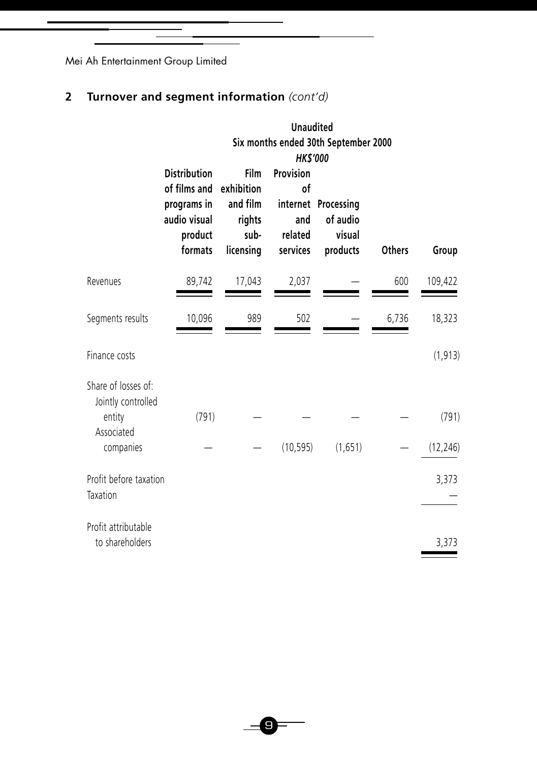Mei Ah Entertainment Group Limited

## 2 Turnover and segment information *(cont'd)*

| | Unaudited | | | | | |
|---|---|---|---|---|---|---|
| | Six months ended 30th September 2000 | | | | | |
| | *HK$'000* | | | | | |
| | Distribution of films and programs in audio visual product formats | Film exhibition and film rights sub-licensing | Provision of internet and related services | Processing of audio visual products | Others | Group |
| Revenues | 89,742 | 17,043 | 2,037 | — | 600 | 109,422 |
| Segments results | 10,096 | 989 | 502 | — | 6,736 | 18,323 |
| Finance costs | | | | | | (1,913) |
| Share of losses of: | | | | | | |
| Jointly controlled entity | (791) | — | — | — | — | (791) |
| Associated companies | — | — | (10,595) | (1,651) | — | (12,246) |
| Profit before taxation | | | | | | 3,373 |
| Taxation | | | | | | — |
| Profit attributable to shareholders | | | | | | 3,373 |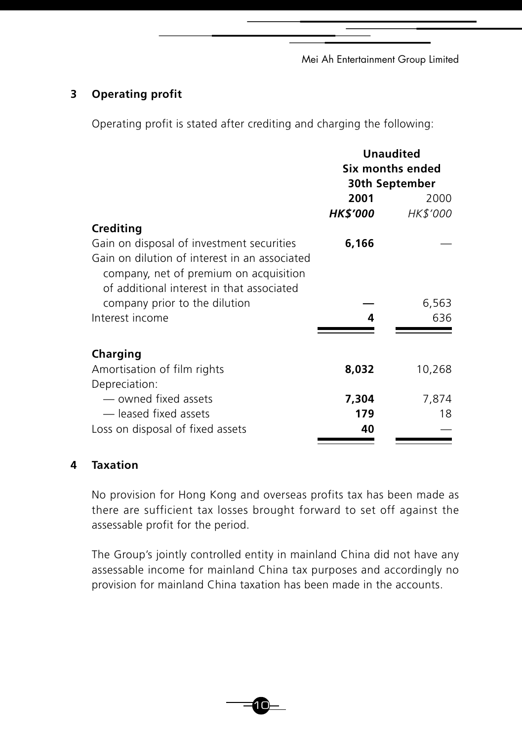## 3 Operating profit

Operating profit is stated after crediting and charging the following:

| | Unaudited | |
|---|---|---|
| | Six months ended 30th September | |
| | **2001** | 2000 |
| | ***HK$'000*** | *HK$'000* |
| **Crediting** | | |
| Gain on disposal of investment securities | **6,166** | — |
| Gain on dilution of interest in an associated company, net of premium on acquisition of additional interest in that associated company prior to the dilution | **—** | 6,563 |
| Interest income | **4** | 636 |
| **Charging** | | |
| Amortisation of film rights | **8,032** | 10,268 |
| Depreciation: | | |
| — owned fixed assets | **7,304** | 7,874 |
| — leased fixed assets | **179** | 18 |
| Loss on disposal of fixed assets | **40** | — |

## 4 Taxation

No provision for Hong Kong and overseas profits tax has been made as there are sufficient tax losses brought forward to set off against the assessable profit for the period.

The Group's jointly controlled entity in mainland China did not have any assessable income for mainland China tax purposes and accordingly no provision for mainland China taxation has been made in the accounts.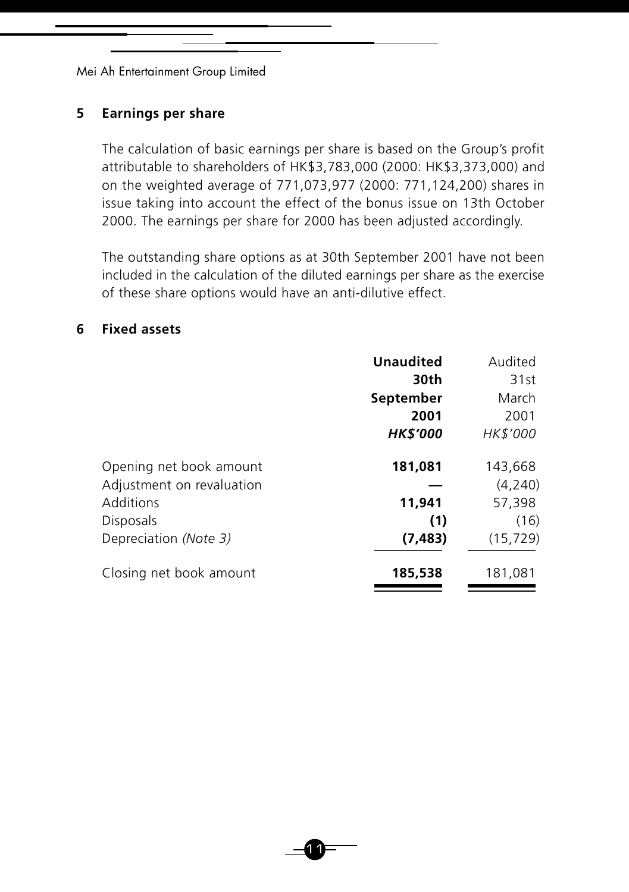## 5 Earnings per share

The calculation of basic earnings per share is based on the Group's profit attributable to shareholders of HK$3,783,000 (2000: HK$3,373,000) and on the weighted average of 771,073,977 (2000: 771,124,200) shares in issue taking into account the effect of the bonus issue on 13th October 2000. The earnings per share for 2000 has been adjusted accordingly.

The outstanding share options as at 30th September 2001 have not been included in the calculation of the diluted earnings per share as the exercise of these share options would have an anti-dilutive effect.

## 6 Fixed assets

| | **Unaudited 30th September 2001** | Audited 31st March 2001 |
|---|---|---|
| | ***HK$'000*** | *HK$'000* |
| Opening net book amount | **181,081** | 143,668 |
| Adjustment on revaluation | **—** | (4,240) |
| Additions | **11,941** | 57,398 |
| Disposals | **(1)** | (16) |
| Depreciation *(Note 3)* | **(7,483)** | (15,729) |
| Closing net book amount | **185,538** | 181,081 |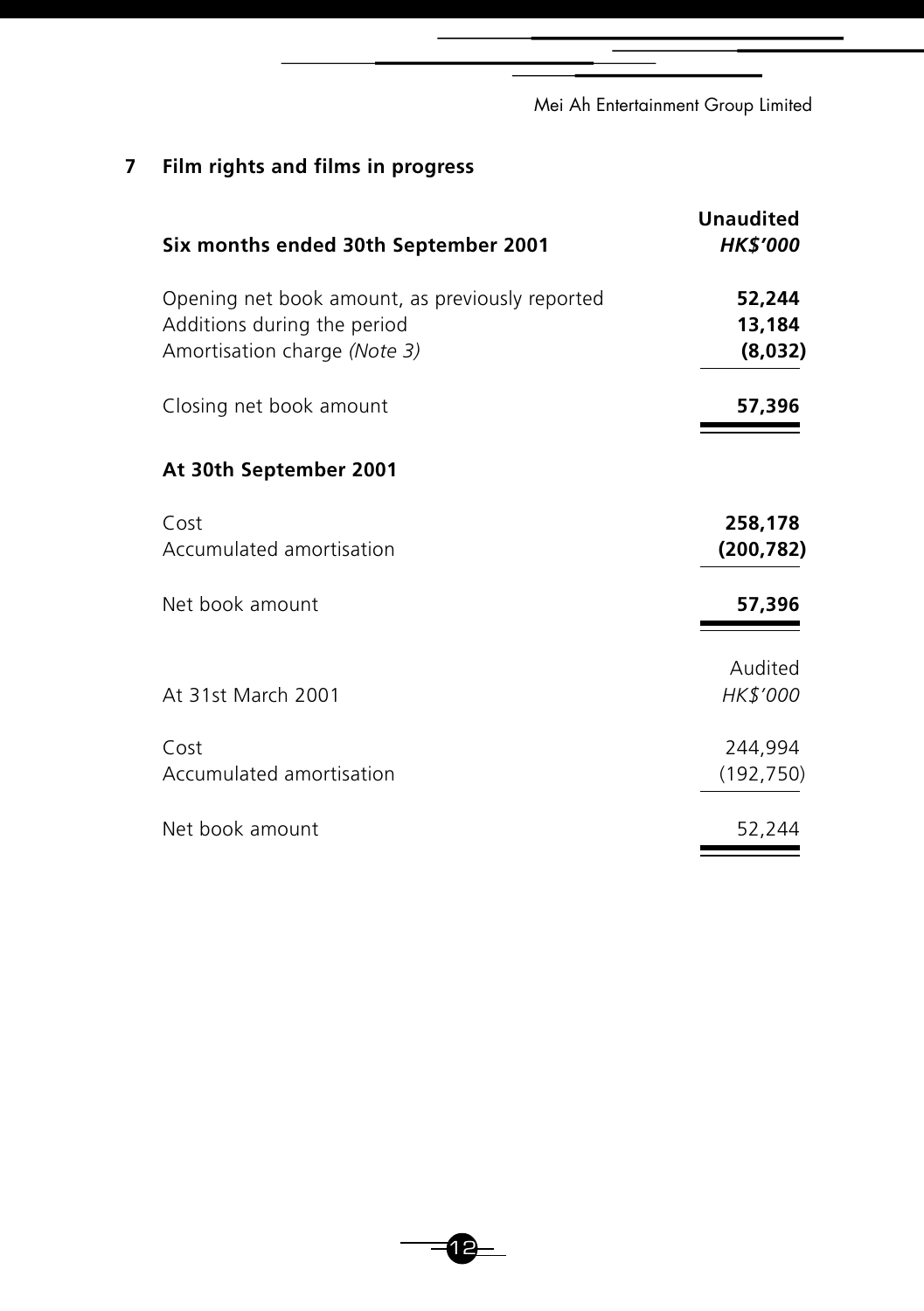## 7 Film rights and films in progress

| Six months ended 30th September 2001 | Unaudited HK$'000 |
|---|---|
| Opening net book amount, as previously reported | **52,244** |
| Additions during the period | **13,184** |
| Amortisation charge *(Note 3)* | **(8,032)** |
| Closing net book amount | **57,396** |

| At 30th September 2001 | |
|---|---|
| Cost | **258,178** |
| Accumulated amortisation | **(200,782)** |
| Net book amount | **57,396** |

| At 31st March 2001 | Audited *HK$'000* |
|---|---|
| Cost | 244,994 |
| Accumulated amortisation | (192,750) |
| Net book amount | 52,244 |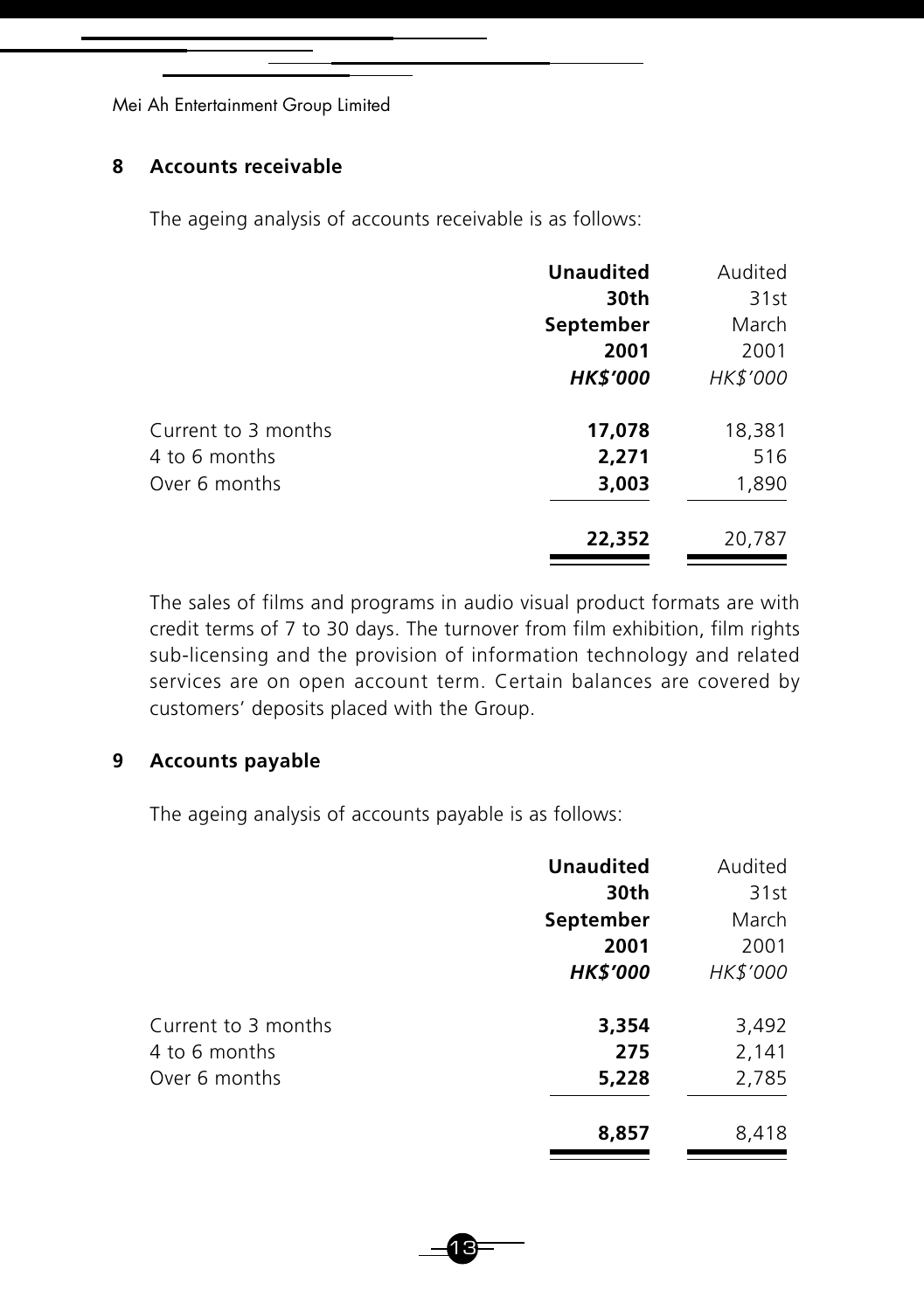## 8 Accounts receivable

The ageing analysis of accounts receivable is as follows:

| | **Unaudited 30th September 2001** | Audited 31st March 2001 |
|---|---|---|
| | ***HK$'000*** | *HK$'000* |
| Current to 3 months | **17,078** | 18,381 |
| 4 to 6 months | **2,271** | 516 |
| Over 6 months | **3,003** | 1,890 |
| | **22,352** | 20,787 |

The sales of films and programs in audio visual product formats are with credit terms of 7 to 30 days. The turnover from film exhibition, film rights sub-licensing and the provision of information technology and related services are on open account term. Certain balances are covered by customers' deposits placed with the Group.

## 9 Accounts payable

The ageing analysis of accounts payable is as follows:

| | **Unaudited 30th September 2001** | Audited 31st March 2001 |
|---|---|---|
| | ***HK$'000*** | *HK$'000* |
| Current to 3 months | **3,354** | 3,492 |
| 4 to 6 months | **275** | 2,141 |
| Over 6 months | **5,228** | 2,785 |
| | **8,857** | 8,418 |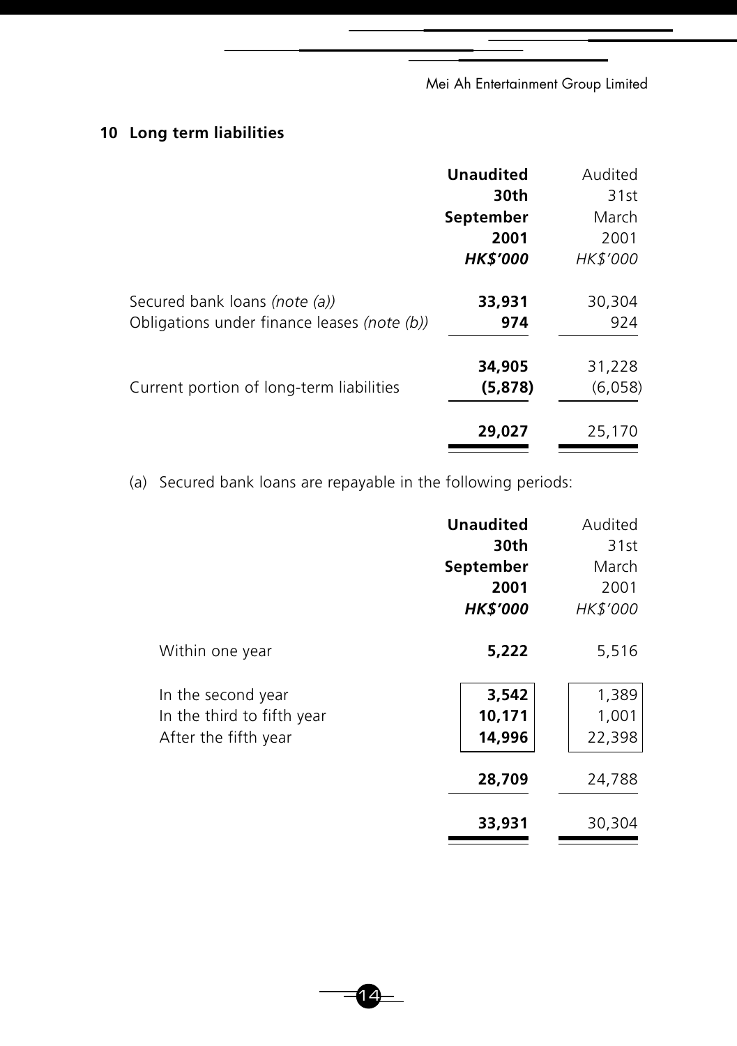## 10 Long term liabilities

| | **Unaudited 30th September 2001** *HK$'000* | Audited 31st March 2001 *HK$'000* |
|---|---|---|
| Secured bank loans *(note (a))* | **33,931** | 30,304 |
| Obligations under finance leases *(note (b))* | **974** | 924 |
| | **34,905** | 31,228 |
| Current portion of long-term liabilities | **(5,878)** | (6,058) |
| | **29,027** | 25,170 |

(a) Secured bank loans are repayable in the following periods:

| | **Unaudited 30th September 2001** *HK$'000* | Audited 31st March 2001 *HK$'000* |
|---|---|---|
| Within one year | **5,222** | 5,516 |
| In the second year | **3,542** | 1,389 |
| In the third to fifth year | **10,171** | 1,001 |
| After the fifth year | **14,996** | 22,398 |
| | **28,709** | 24,788 |
| | **33,931** | 30,304 |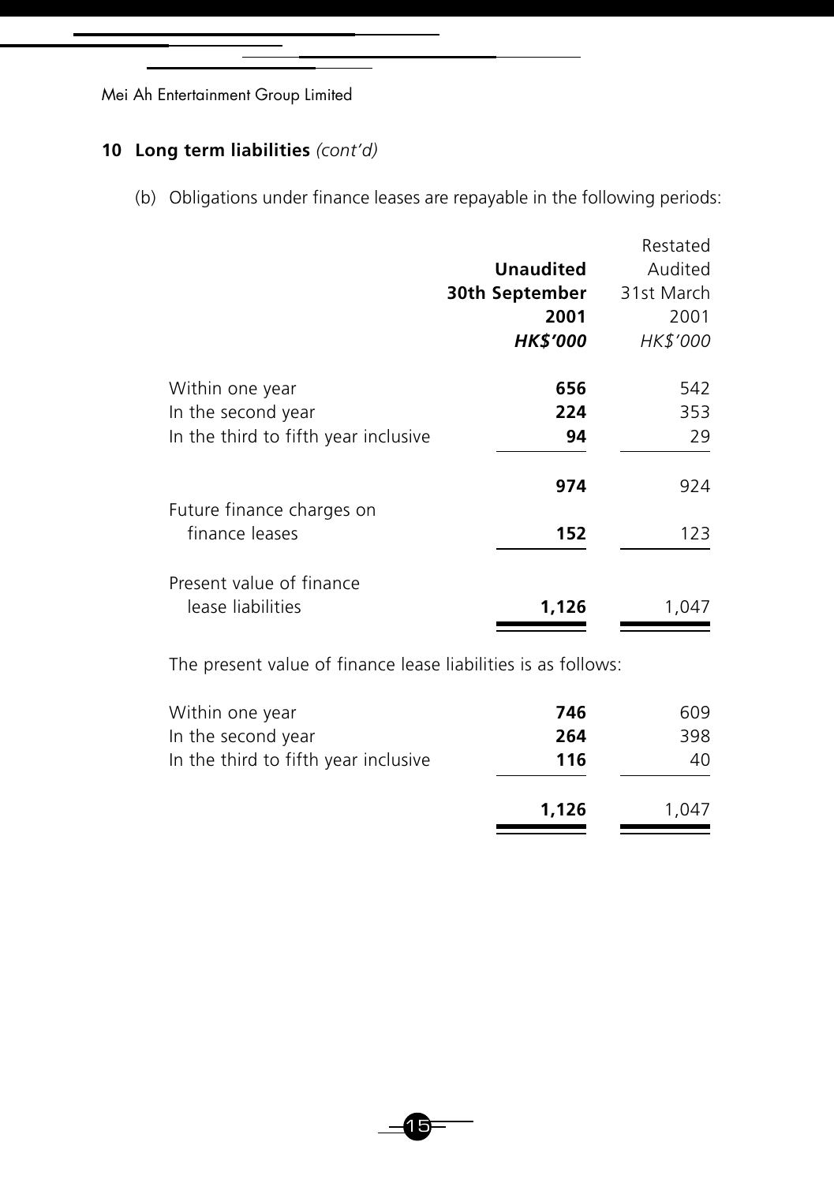## 10 Long term liabilities *(cont'd)*

(b) Obligations under finance leases are repayable in the following periods:

| | **Unaudited 30th September 2001** | Restated Audited 31st March 2001 |
|---|---|---|
| | ***HK$'000*** | *HK$'000* |
| Within one year | **656** | 542 |
| In the second year | **224** | 353 |
| In the third to fifth year inclusive | **94** | 29 |
| | **974** | 924 |
| Future finance charges on finance leases | **152** | 123 |
| Present value of finance lease liabilities | **1,126** | 1,047 |

The present value of finance lease liabilities is as follows:

| | **Unaudited 30th September 2001** | Restated Audited 31st March 2001 |
|---|---|---|
| | ***HK$'000*** | *HK$'000* |
| Within one year | **746** | 609 |
| In the second year | **264** | 398 |
| In the third to fifth year inclusive | **116** | 40 |
| | **1,126** | 1,047 |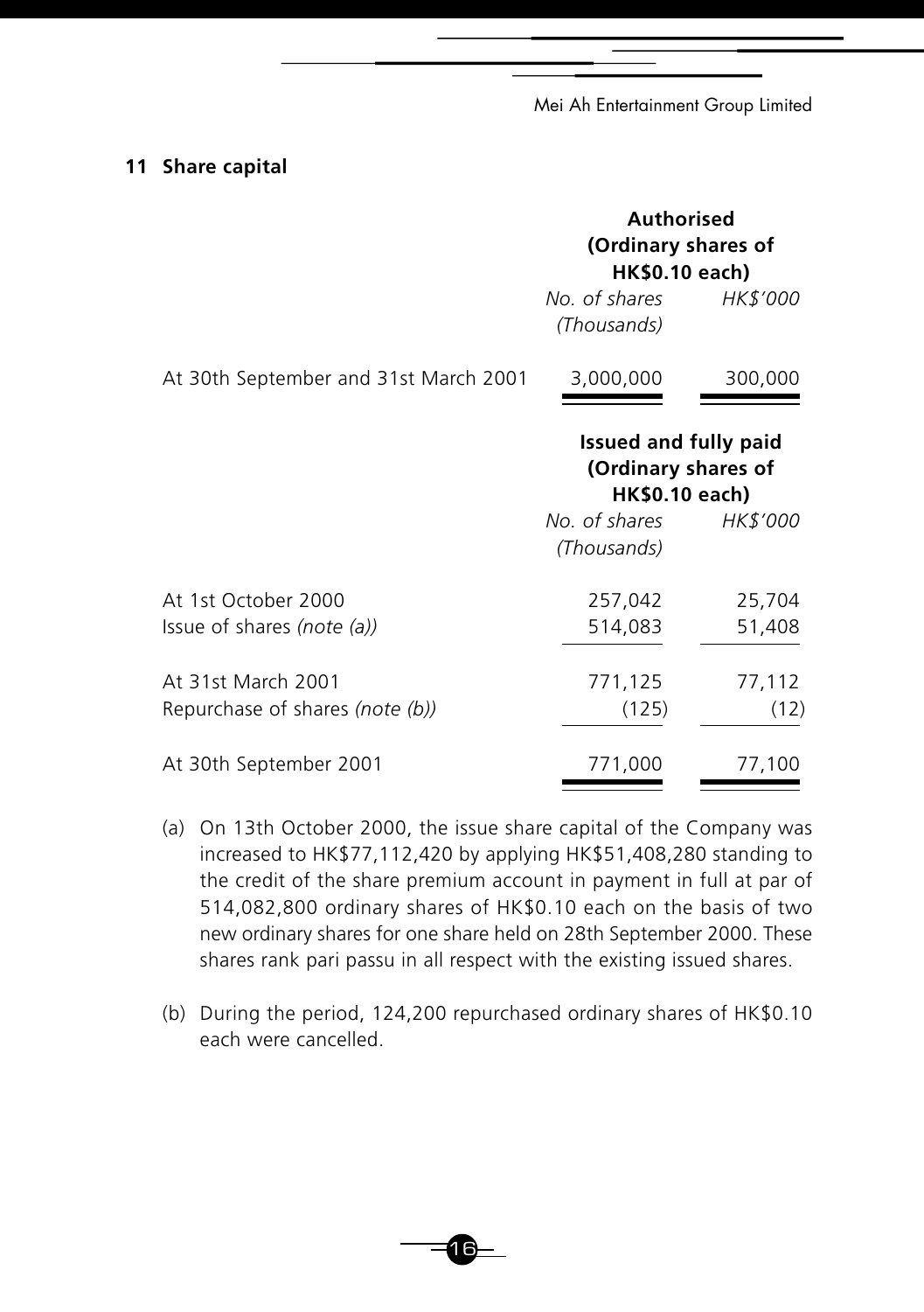## 11 Share capital

| | Authorised (Ordinary shares of HK$0.10 each) | |
|---|---|---|
| | *No. of shares (Thousands)* | *HK$'000* |
| At 30th September and 31st March 2001 | 3,000,000 | 300,000 |

| | Issued and fully paid (Ordinary shares of HK$0.10 each) | |
|---|---|---|
| | *No. of shares (Thousands)* | *HK$'000* |
| At 1st October 2000 | 257,042 | 25,704 |
| Issue of shares *(note (a))* | 514,083 | 51,408 |
| At 31st March 2001 | 771,125 | 77,112 |
| Repurchase of shares *(note (b))* | (125) | (12) |
| At 30th September 2001 | 771,000 | 77,100 |

(a) On 13th October 2000, the issue share capital of the Company was increased to HK$77,112,420 by applying HK$51,408,280 standing to the credit of the share premium account in payment in full at par of 514,082,800 ordinary shares of HK$0.10 each on the basis of two new ordinary shares for one share held on 28th September 2000. These shares rank pari passu in all respect with the existing issued shares.

(b) During the period, 124,200 repurchased ordinary shares of HK$0.10 each were cancelled.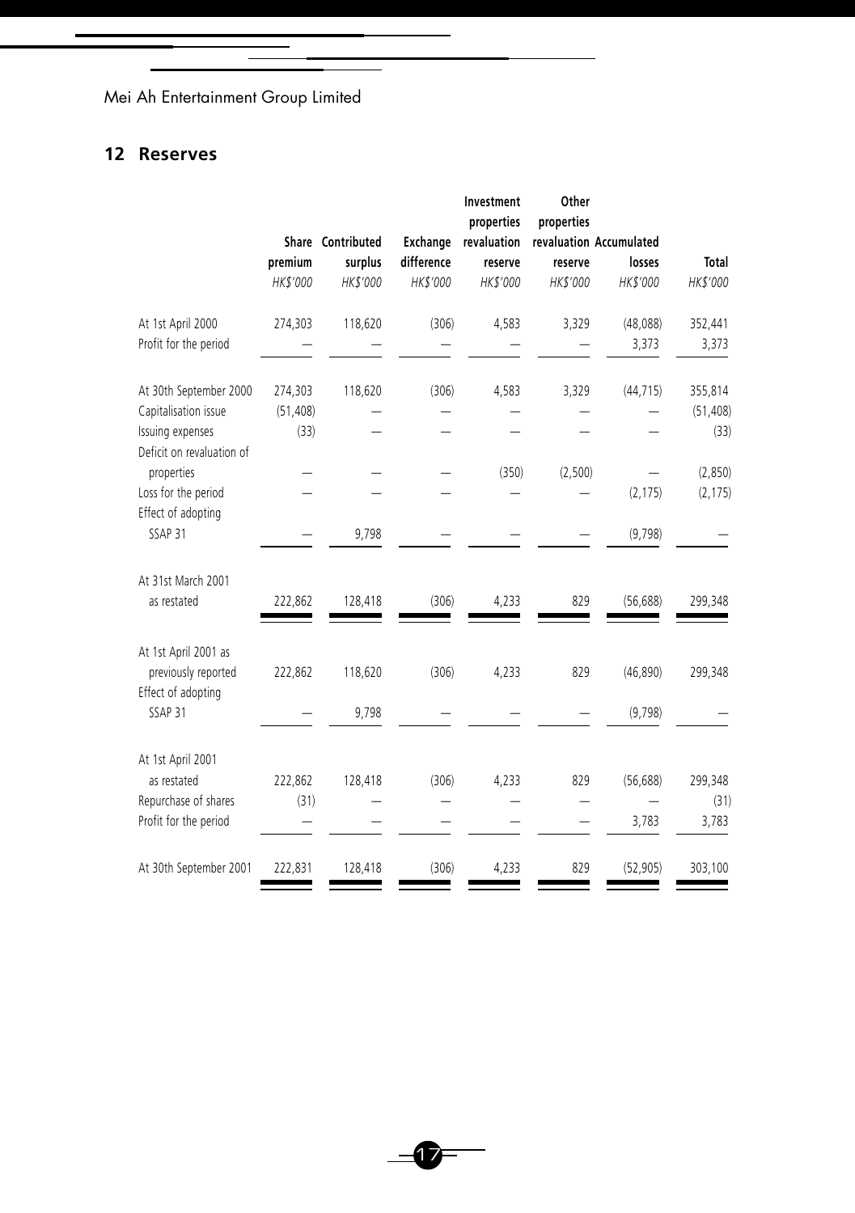Mei Ah Entertainment Group Limited

## 12 Reserves

| | Share premium | Contributed surplus | Exchange difference | Investment properties revaluation reserve | Other properties revaluation reserve | Accumulated losses | Total |
|---|---|---|---|---|---|---|---|
| | *HK$'000* | *HK$'000* | *HK$'000* | *HK$'000* | *HK$'000* | *HK$'000* | *HK$'000* |
| At 1st April 2000 | 274,303 | 118,620 | (306) | 4,583 | 3,329 | (48,088) | 352,441 |
| Profit for the period | — | — | — | — | — | 3,373 | 3,373 |
| At 30th September 2000 | 274,303 | 118,620 | (306) | 4,583 | 3,329 | (44,715) | 355,814 |
| Capitalisation issue | (51,408) | — | — | — | — | — | (51,408) |
| Issuing expenses | (33) | — | — | — | — | — | (33) |
| Deficit on revaluation of properties | — | — | — | (350) | (2,500) | — | (2,850) |
| Loss for the period | — | — | — | — | — | (2,175) | (2,175) |
| Effect of adopting SSAP 31 | — | 9,798 | — | — | — | (9,798) | — |
| At 31st March 2001 as restated | 222,862 | 128,418 | (306) | 4,233 | 829 | (56,688) | 299,348 |
| At 1st April 2001 as previously reported | 222,862 | 118,620 | (306) | 4,233 | 829 | (46,890) | 299,348 |
| Effect of adopting SSAP 31 | — | 9,798 | — | — | — | (9,798) | — |
| At 1st April 2001 as restated | 222,862 | 128,418 | (306) | 4,233 | 829 | (56,688) | 299,348 |
| Repurchase of shares | (31) | — | — | — | — | — | (31) |
| Profit for the period | — | — | — | — | — | 3,783 | 3,783 |
| At 30th September 2001 | 222,831 | 128,418 | (306) | 4,233 | 829 | (52,905) | 303,100 |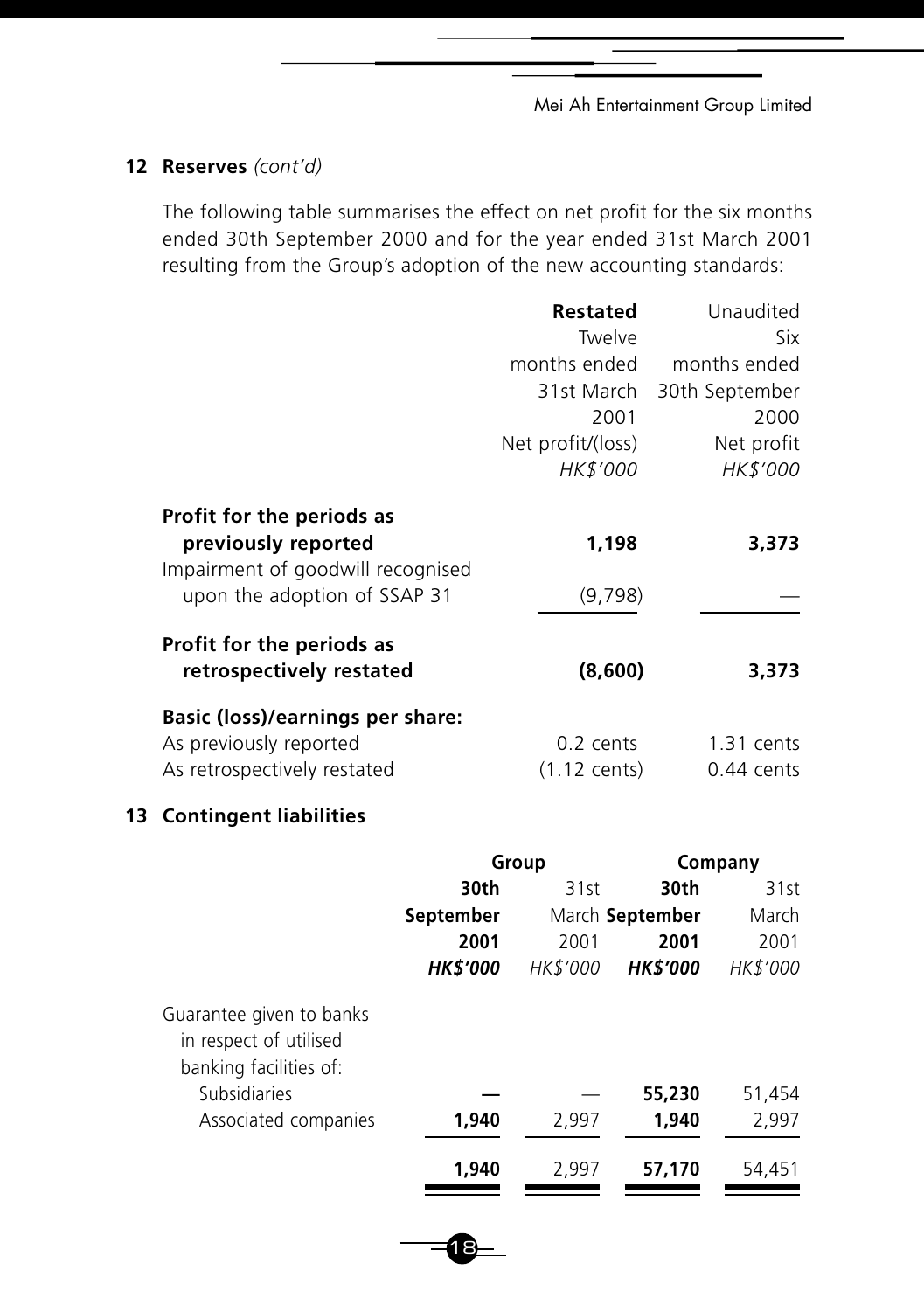## 12 Reserves *(cont'd)*

The following table summarises the effect on net profit for the six months ended 30th September 2000 and for the year ended 31st March 2001 resulting from the Group's adoption of the new accounting standards:

| | **Restated** Twelve months ended 31st March 2001 Net profit/(loss) *HK$'000* | Unaudited Six months ended 30th September 2000 Net profit *HK$'000* |
|---|---|---|
| **Profit for the periods as previously reported** | **1,198** | **3,373** |
| Impairment of goodwill recognised upon the adoption of SSAP 31 | (9,798) | — |
| **Profit for the periods as retrospectively restated** | **(8,600)** | **3,373** |
| **Basic (loss)/earnings per share:** | | |
| As previously reported | 0.2 cents | 1.31 cents |
| As retrospectively restated | (1.12 cents) | 0.44 cents |

## 13 Contingent liabilities

| | Group | | Company | |
|---|---|---|---|---|
| | **30th September 2001** ***HK$'000*** | 31st March 2001 *HK$'000* | **30th September 2001** ***HK$'000*** | 31st March 2001 *HK$'000* |
| Guarantee given to banks in respect of utilised banking facilities of: | | | | |
| Subsidiaries | **—** | — | **55,230** | 51,454 |
| Associated companies | **1,940** | 2,997 | **1,940** | 2,997 |
| | **1,940** | 2,997 | **57,170** | 54,451 |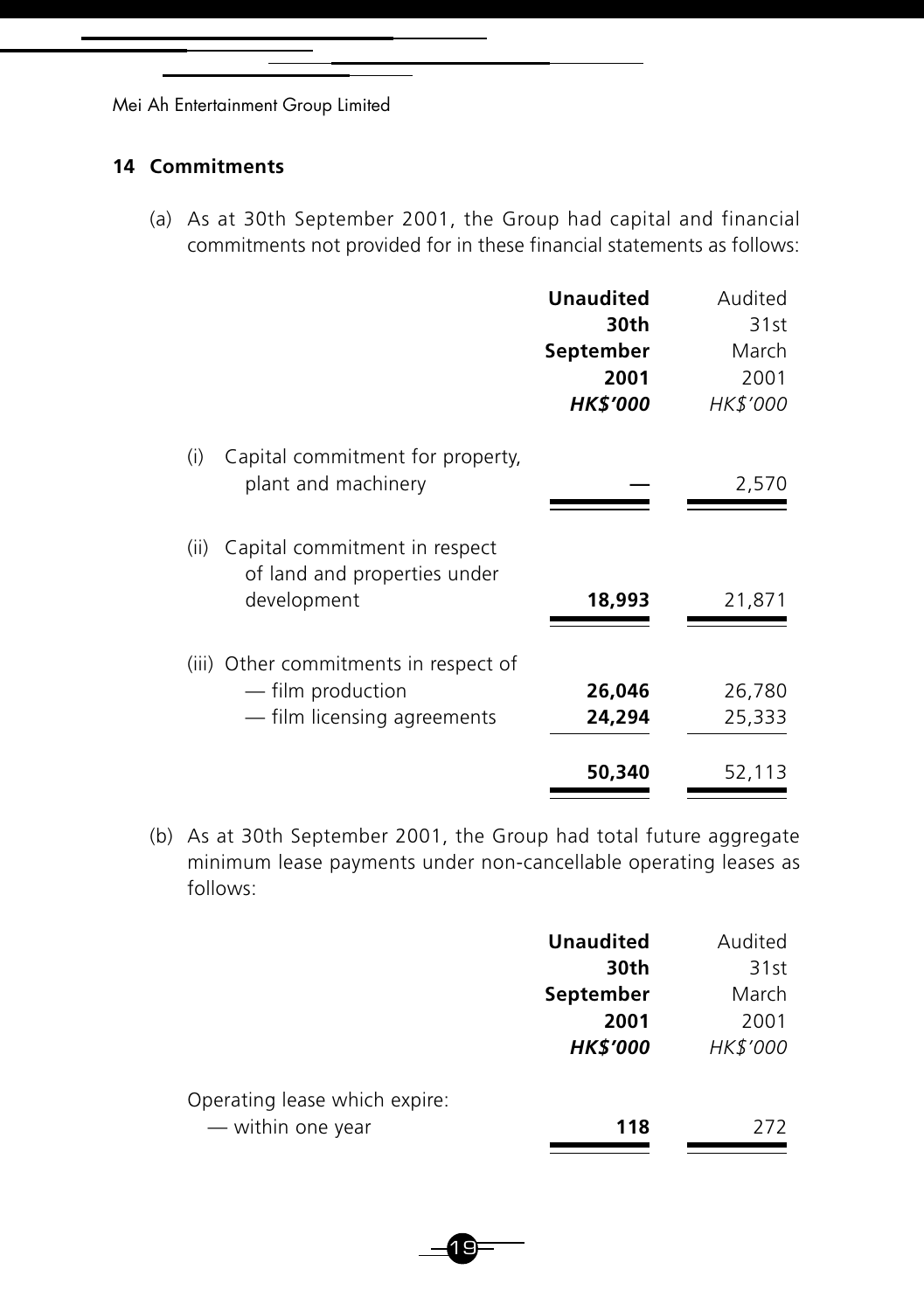## 14 Commitments

(a) As at 30th September 2001, the Group had capital and financial commitments not provided for in these financial statements as follows:

| | **Unaudited 30th September 2001 *HK$'000*** | Audited 31st March 2001 *HK$'000* |
|---|---|---|
| (i) Capital commitment for property, plant and machinery | **—** | 2,570 |
| (ii) Capital commitment in respect of land and properties under development | **18,993** | 21,871 |
| (iii) Other commitments in respect of | | |
| — film production | **26,046** | 26,780 |
| — film licensing agreements | **24,294** | 25,333 |
| | **50,340** | 52,113 |

(b) As at 30th September 2001, the Group had total future aggregate minimum lease payments under non-cancellable operating leases as follows:

| | **Unaudited 30th September 2001 *HK$'000*** | Audited 31st March 2001 *HK$'000* |
|---|---|---|
| Operating lease which expire: | | |
| — within one year | **118** | 272 |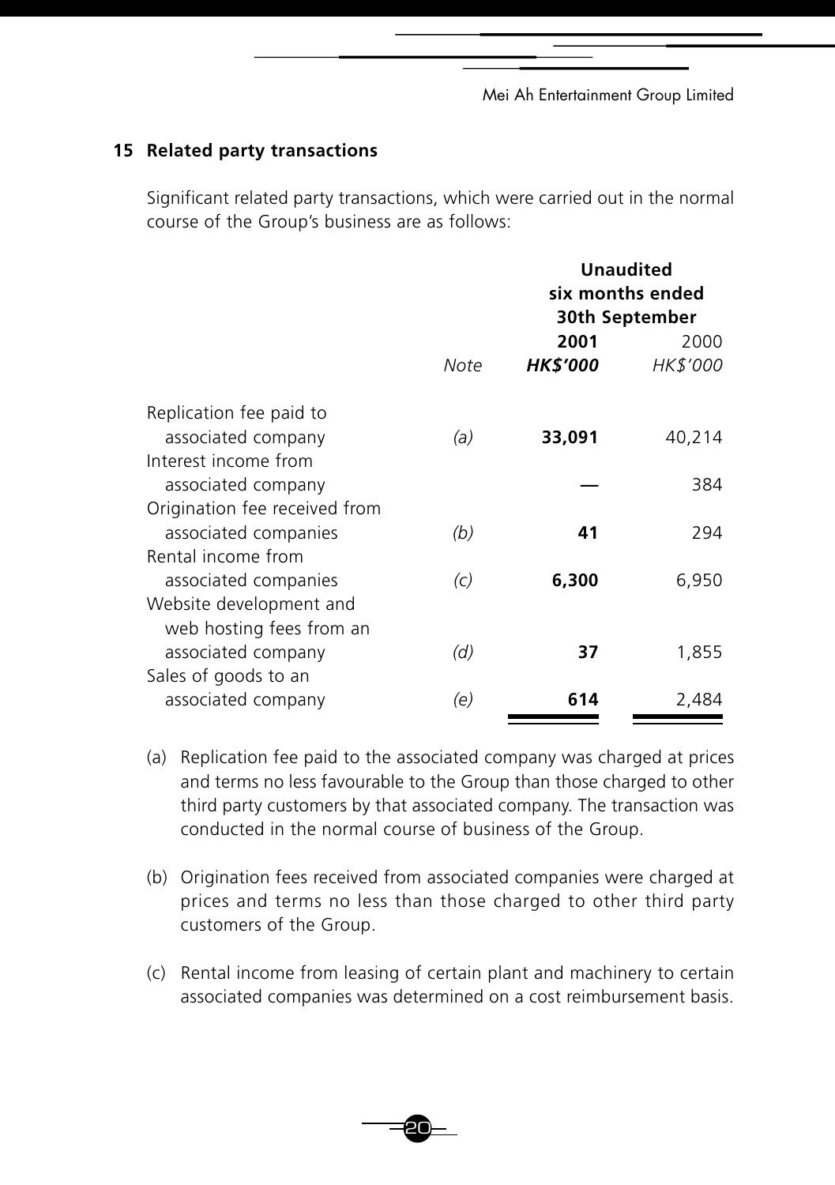## 15 Related party transactions

Significant related party transactions, which were carried out in the normal course of the Group's business are as follows:

| | | Unaudited six months ended 30th September | |
|---|---|---|---|
| | | **2001** | 2000 |
| | *Note* | ***HK$'000*** | *HK$'000* |
| Replication fee paid to associated company | *(a)* | **33,091** | 40,214 |
| Interest income from associated company | | **—** | 384 |
| Origination fee received from associated companies | *(b)* | **41** | 294 |
| Rental income from associated companies | *(c)* | **6,300** | 6,950 |
| Website development and web hosting fees from an associated company | *(d)* | **37** | 1,855 |
| Sales of goods to an associated company | *(e)* | **614** | 2,484 |

(a) Replication fee paid to the associated company was charged at prices and terms no less favourable to the Group than those charged to other third party customers by that associated company. The transaction was conducted in the normal course of business of the Group.

(b) Origination fees received from associated companies were charged at prices and terms no less than those charged to other third party customers of the Group.

(c) Rental income from leasing of certain plant and machinery to certain associated companies was determined on a cost reimbursement basis.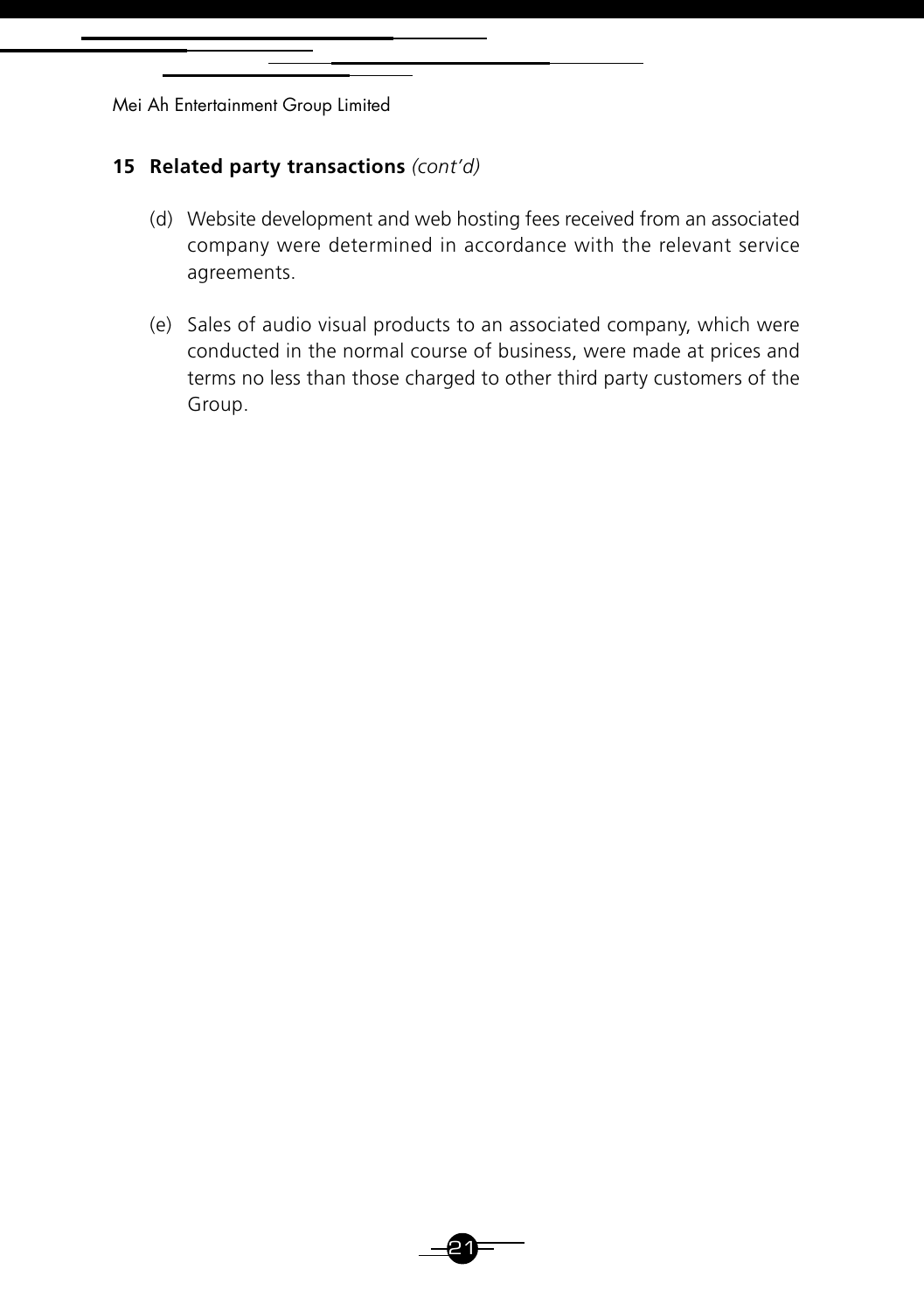## 15 Related party transactions *(cont'd)*

(d) Website development and web hosting fees received from an associated company were determined in accordance with the relevant service agreements.

(e) Sales of audio visual products to an associated company, which were conducted in the normal course of business, were made at prices and terms no less than those charged to other third party customers of the Group.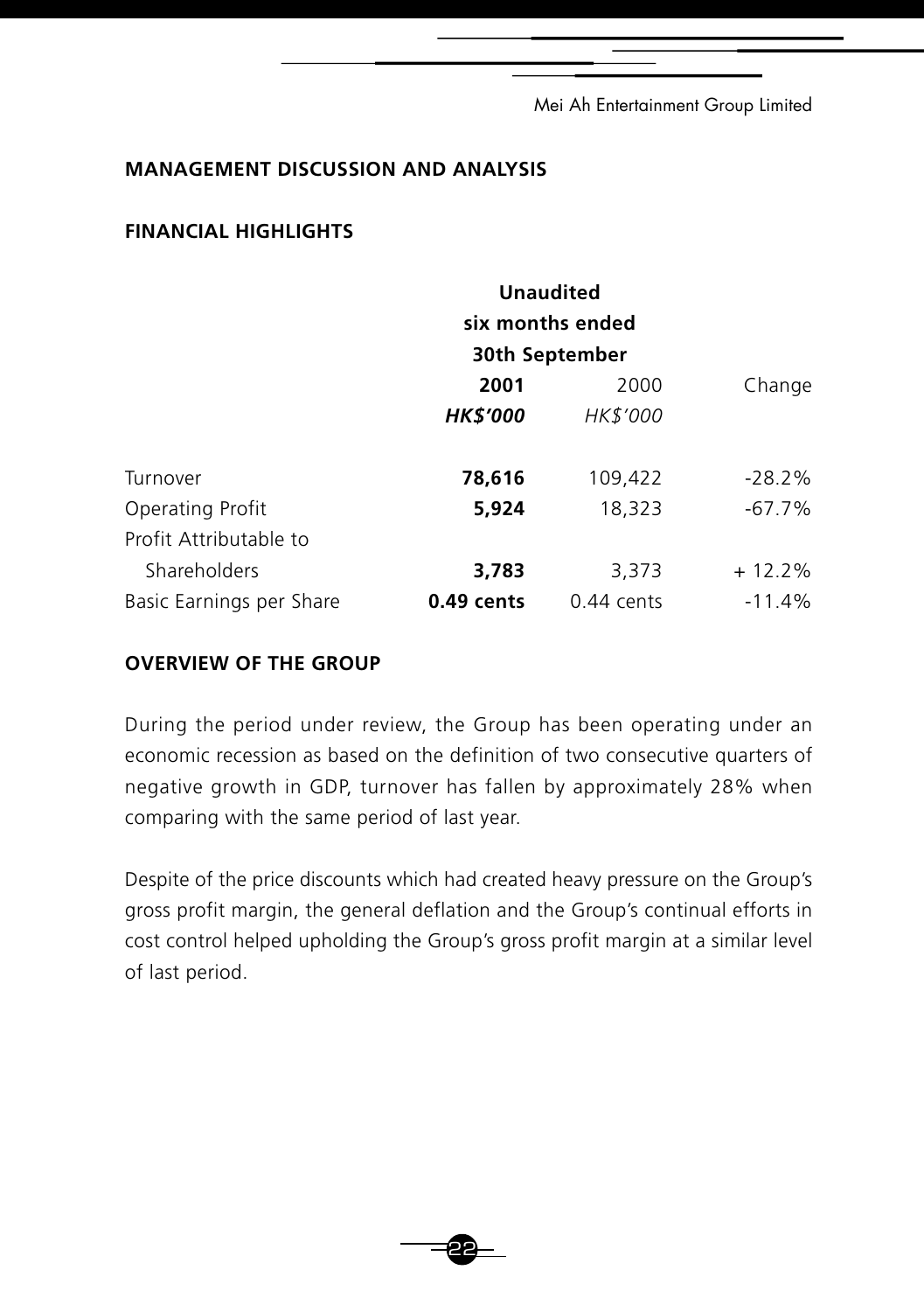## MANAGEMENT DISCUSSION AND ANALYSIS

### FINANCIAL HIGHLIGHTS

| | **Unaudited six months ended 30th September** | | |
|---|---|---|---|
| | **2001** | 2000 | Change |
| | ***HK$'000*** | *HK$'000* | |
| Turnover | **78,616** | 109,422 | -28.2% |
| Operating Profit | **5,924** | 18,323 | -67.7% |
| Profit Attributable to Shareholders | **3,783** | 3,373 | + 12.2% |
| Basic Earnings per Share | **0.49 cents** | 0.44 cents | -11.4% |

### OVERVIEW OF THE GROUP

During the period under review, the Group has been operating under an economic recession as based on the definition of two consecutive quarters of negative growth in GDP, turnover has fallen by approximately 28% when comparing with the same period of last year.

Despite of the price discounts which had created heavy pressure on the Group's gross profit margin, the general deflation and the Group's continual efforts in cost control helped upholding the Group's gross profit margin at a similar level of last period.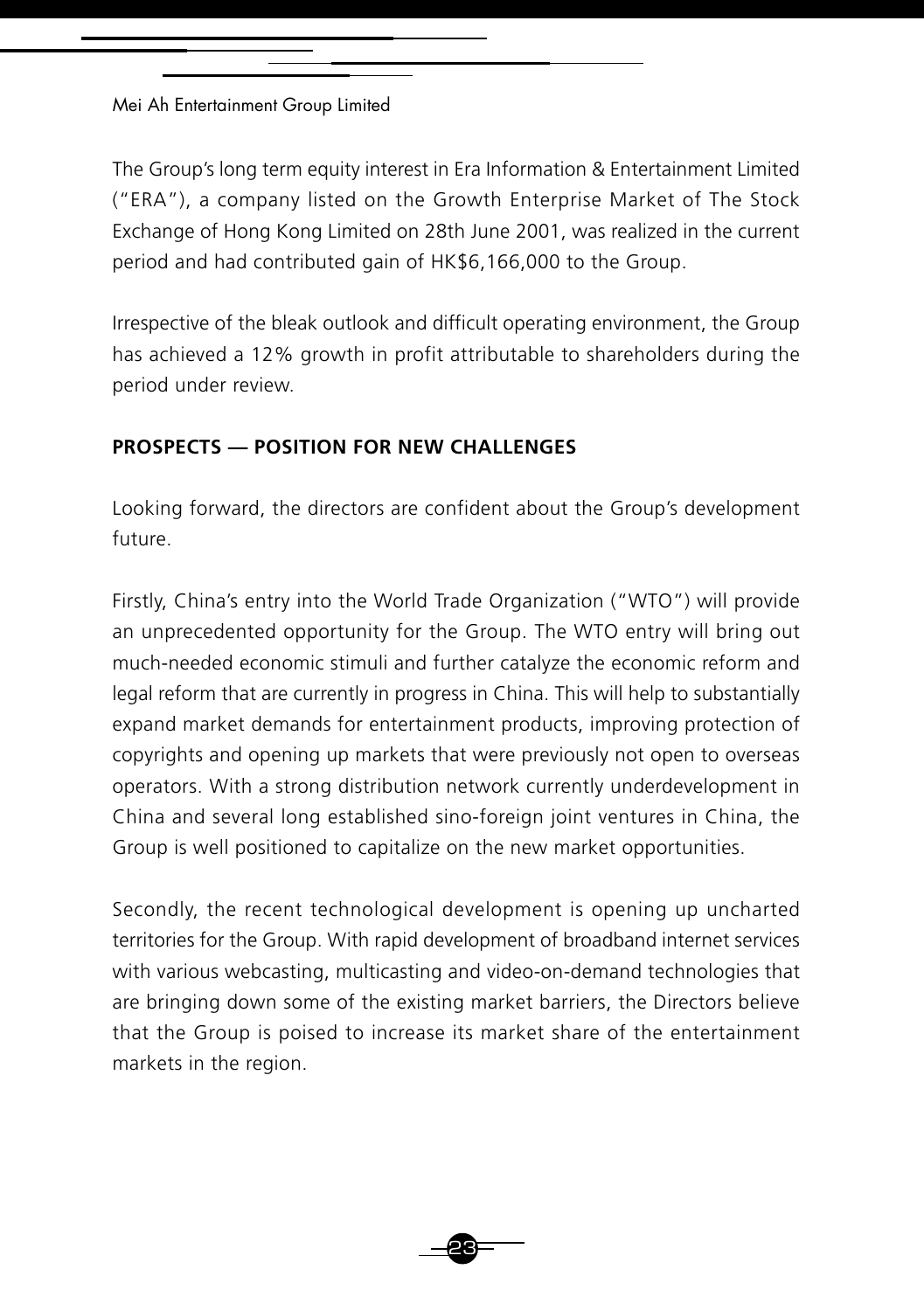The Group's long term equity interest in Era Information & Entertainment Limited ("ERA"), a company listed on the Growth Enterprise Market of The Stock Exchange of Hong Kong Limited on 28th June 2001, was realized in the current period and had contributed gain of HK$6,166,000 to the Group.

Irrespective of the bleak outlook and difficult operating environment, the Group has achieved a 12% growth in profit attributable to shareholders during the period under review.

**PROSPECTS — POSITION FOR NEW CHALLENGES**

Looking forward, the directors are confident about the Group's development future.

Firstly, China's entry into the World Trade Organization ("WTO") will provide an unprecedented opportunity for the Group. The WTO entry will bring out much-needed economic stimuli and further catalyze the economic reform and legal reform that are currently in progress in China. This will help to substantially expand market demands for entertainment products, improving protection of copyrights and opening up markets that were previously not open to overseas operators. With a strong distribution network currently underdevelopment in China and several long established sino-foreign joint ventures in China, the Group is well positioned to capitalize on the new market opportunities.

Secondly, the recent technological development is opening up uncharted territories for the Group. With rapid development of broadband internet services with various webcasting, multicasting and video-on-demand technologies that are bringing down some of the existing market barriers, the Directors believe that the Group is poised to increase its market share of the entertainment markets in the region.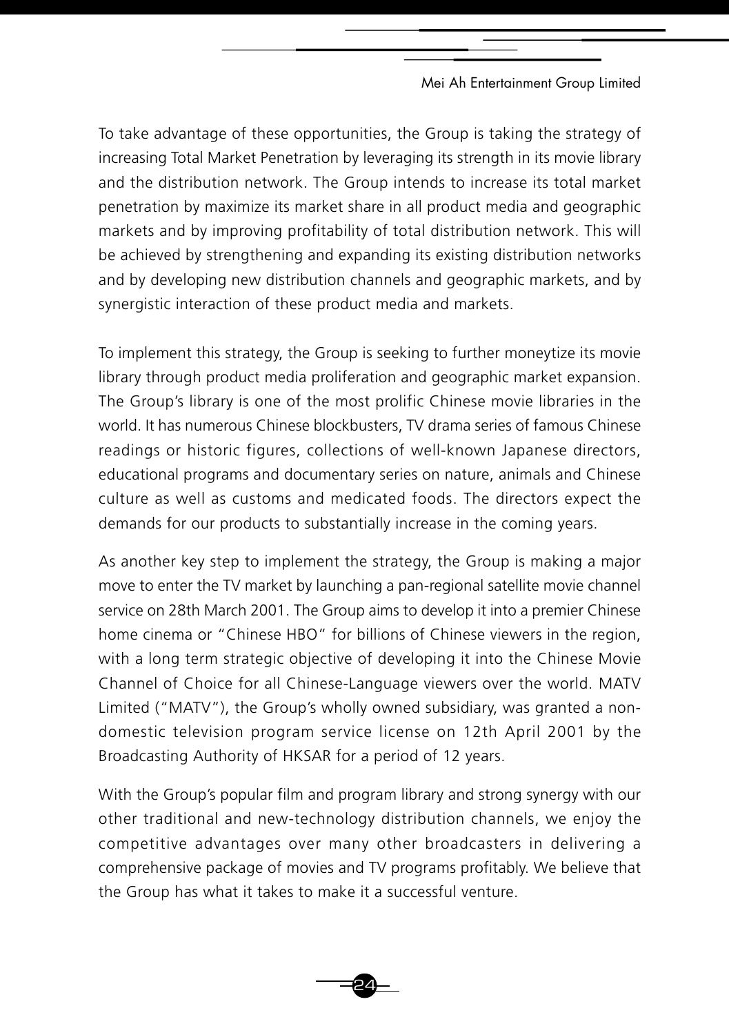To take advantage of these opportunities, the Group is taking the strategy of increasing Total Market Penetration by leveraging its strength in its movie library and the distribution network. The Group intends to increase its total market penetration by maximize its market share in all product media and geographic markets and by improving profitability of total distribution network. This will be achieved by strengthening and expanding its existing distribution networks and by developing new distribution channels and geographic markets, and by synergistic interaction of these product media and markets.

To implement this strategy, the Group is seeking to further moneytize its movie library through product media proliferation and geographic market expansion. The Group's library is one of the most prolific Chinese movie libraries in the world. It has numerous Chinese blockbusters, TV drama series of famous Chinese readings or historic figures, collections of well-known Japanese directors, educational programs and documentary series on nature, animals and Chinese culture as well as customs and medicated foods. The directors expect the demands for our products to substantially increase in the coming years.

As another key step to implement the strategy, the Group is making a major move to enter the TV market by launching a pan-regional satellite movie channel service on 28th March 2001. The Group aims to develop it into a premier Chinese home cinema or "Chinese HBO" for billions of Chinese viewers in the region, with a long term strategic objective of developing it into the Chinese Movie Channel of Choice for all Chinese-Language viewers over the world. MATV Limited ("MATV"), the Group's wholly owned subsidiary, was granted a non-domestic television program service license on 12th April 2001 by the Broadcasting Authority of HKSAR for a period of 12 years.

With the Group's popular film and program library and strong synergy with our other traditional and new-technology distribution channels, we enjoy the competitive advantages over many other broadcasters in delivering a comprehensive package of movies and TV programs profitably. We believe that the Group has what it takes to make it a successful venture.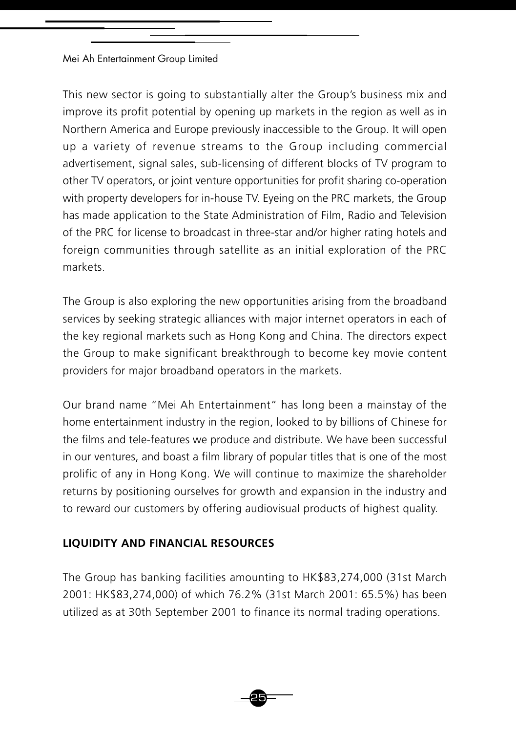This new sector is going to substantially alter the Group's business mix and improve its profit potential by opening up markets in the region as well as in Northern America and Europe previously inaccessible to the Group. It will open up a variety of revenue streams to the Group including commercial advertisement, signal sales, sub-licensing of different blocks of TV program to other TV operators, or joint venture opportunities for profit sharing co-operation with property developers for in-house TV. Eyeing on the PRC markets, the Group has made application to the State Administration of Film, Radio and Television of the PRC for license to broadcast in three-star and/or higher rating hotels and foreign communities through satellite as an initial exploration of the PRC markets.

The Group is also exploring the new opportunities arising from the broadband services by seeking strategic alliances with major internet operators in each of the key regional markets such as Hong Kong and China. The directors expect the Group to make significant breakthrough to become key movie content providers for major broadband operators in the markets.

Our brand name "Mei Ah Entertainment" has long been a mainstay of the home entertainment industry in the region, looked to by billions of Chinese for the films and tele-features we produce and distribute. We have been successful in our ventures, and boast a film library of popular titles that is one of the most prolific of any in Hong Kong. We will continue to maximize the shareholder returns by positioning ourselves for growth and expansion in the industry and to reward our customers by offering audiovisual products of highest quality.

## LIQUIDITY AND FINANCIAL RESOURCES

The Group has banking facilities amounting to HK$83,274,000 (31st March 2001: HK$83,274,000) of which 76.2% (31st March 2001: 65.5%) has been utilized as at 30th September 2001 to finance its normal trading operations.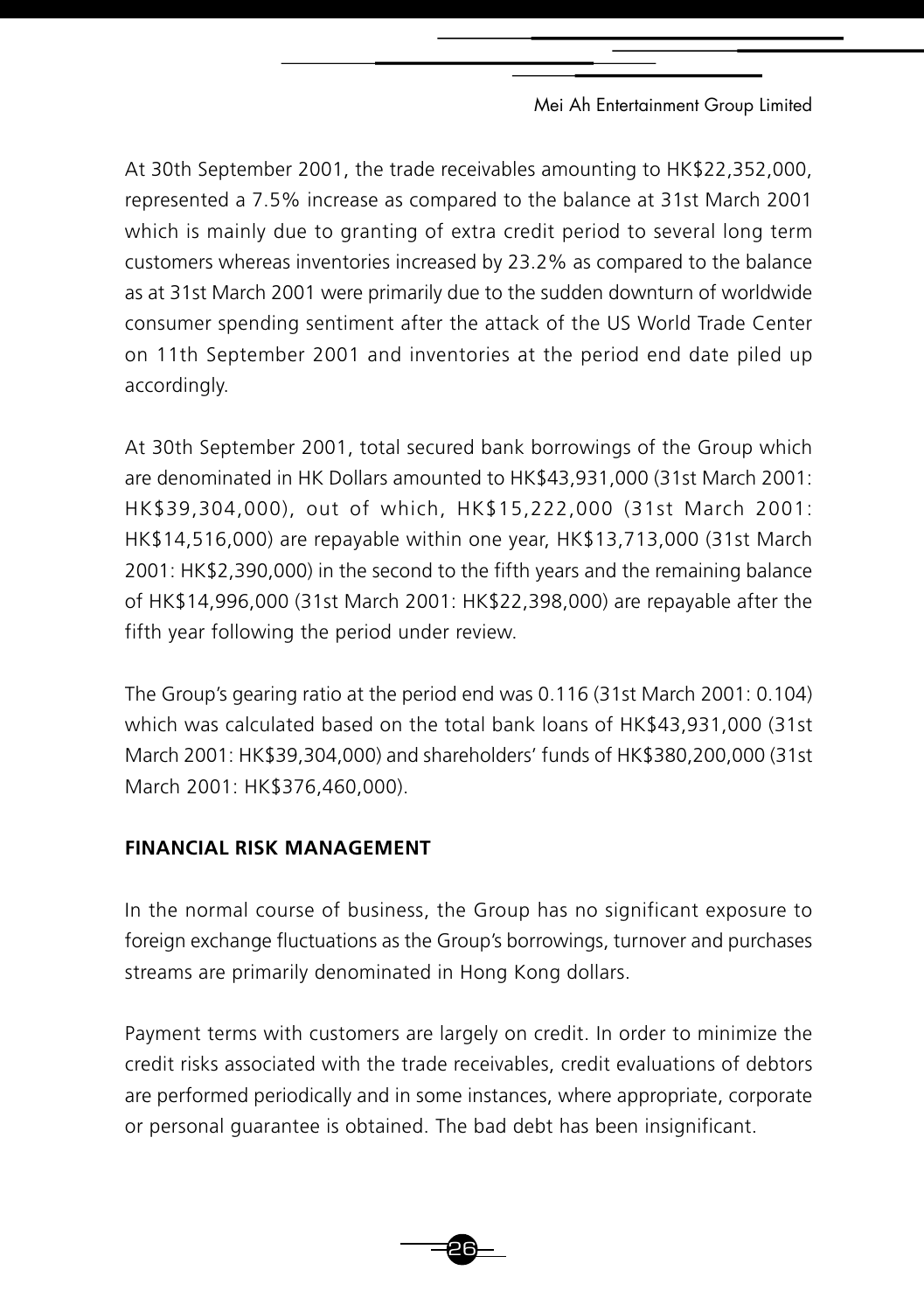At 30th September 2001, the trade receivables amounting to HK$22,352,000, represented a 7.5% increase as compared to the balance at 31st March 2001 which is mainly due to granting of extra credit period to several long term customers whereas inventories increased by 23.2% as compared to the balance as at 31st March 2001 were primarily due to the sudden downturn of worldwide consumer spending sentiment after the attack of the US World Trade Center on 11th September 2001 and inventories at the period end date piled up accordingly.

At 30th September 2001, total secured bank borrowings of the Group which are denominated in HK Dollars amounted to HK$43,931,000 (31st March 2001: HK$39,304,000), out of which, HK$15,222,000 (31st March 2001: HK$14,516,000) are repayable within one year, HK$13,713,000 (31st March 2001: HK$2,390,000) in the second to the fifth years and the remaining balance of HK$14,996,000 (31st March 2001: HK$22,398,000) are repayable after the fifth year following the period under review.

The Group's gearing ratio at the period end was 0.116 (31st March 2001: 0.104) which was calculated based on the total bank loans of HK$43,931,000 (31st March 2001: HK$39,304,000) and shareholders' funds of HK$380,200,000 (31st March 2001: HK$376,460,000).

**FINANCIAL RISK MANAGEMENT**

In the normal course of business, the Group has no significant exposure to foreign exchange fluctuations as the Group's borrowings, turnover and purchases streams are primarily denominated in Hong Kong dollars.

Payment terms with customers are largely on credit. In order to minimize the credit risks associated with the trade receivables, credit evaluations of debtors are performed periodically and in some instances, where appropriate, corporate or personal guarantee is obtained. The bad debt has been insignificant.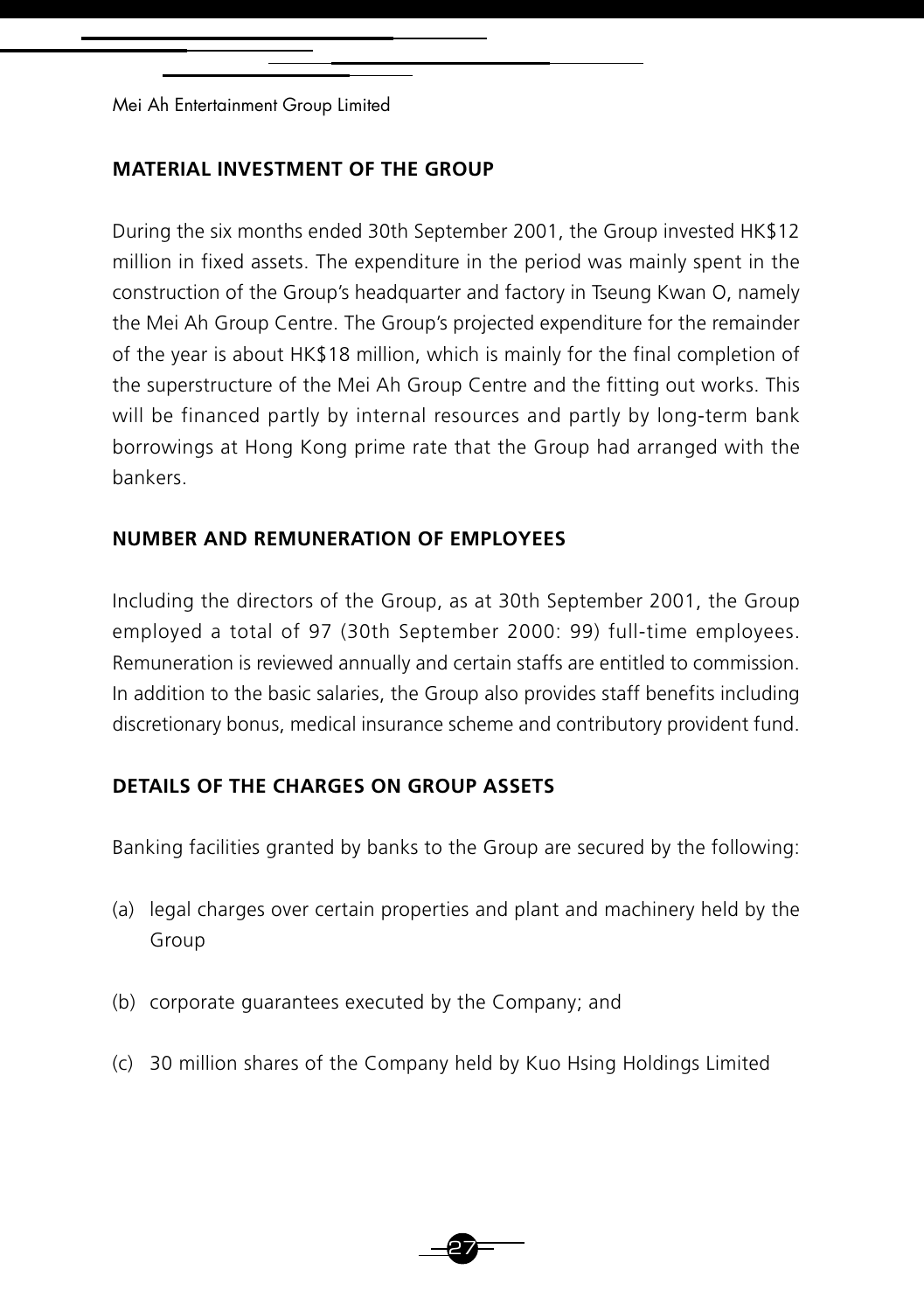## MATERIAL INVESTMENT OF THE GROUP

During the six months ended 30th September 2001, the Group invested HK$12 million in fixed assets. The expenditure in the period was mainly spent in the construction of the Group's headquarter and factory in Tseung Kwan O, namely the Mei Ah Group Centre. The Group's projected expenditure for the remainder of the year is about HK$18 million, which is mainly for the final completion of the superstructure of the Mei Ah Group Centre and the fitting out works. This will be financed partly by internal resources and partly by long-term bank borrowings at Hong Kong prime rate that the Group had arranged with the bankers.

## NUMBER AND REMUNERATION OF EMPLOYEES

Including the directors of the Group, as at 30th September 2001, the Group employed a total of 97 (30th September 2000: 99) full-time employees. Remuneration is reviewed annually and certain staffs are entitled to commission. In addition to the basic salaries, the Group also provides staff benefits including discretionary bonus, medical insurance scheme and contributory provident fund.

## DETAILS OF THE CHARGES ON GROUP ASSETS

Banking facilities granted by banks to the Group are secured by the following:

(a) legal charges over certain properties and plant and machinery held by the Group

(b) corporate guarantees executed by the Company; and

(c) 30 million shares of the Company held by Kuo Hsing Holdings Limited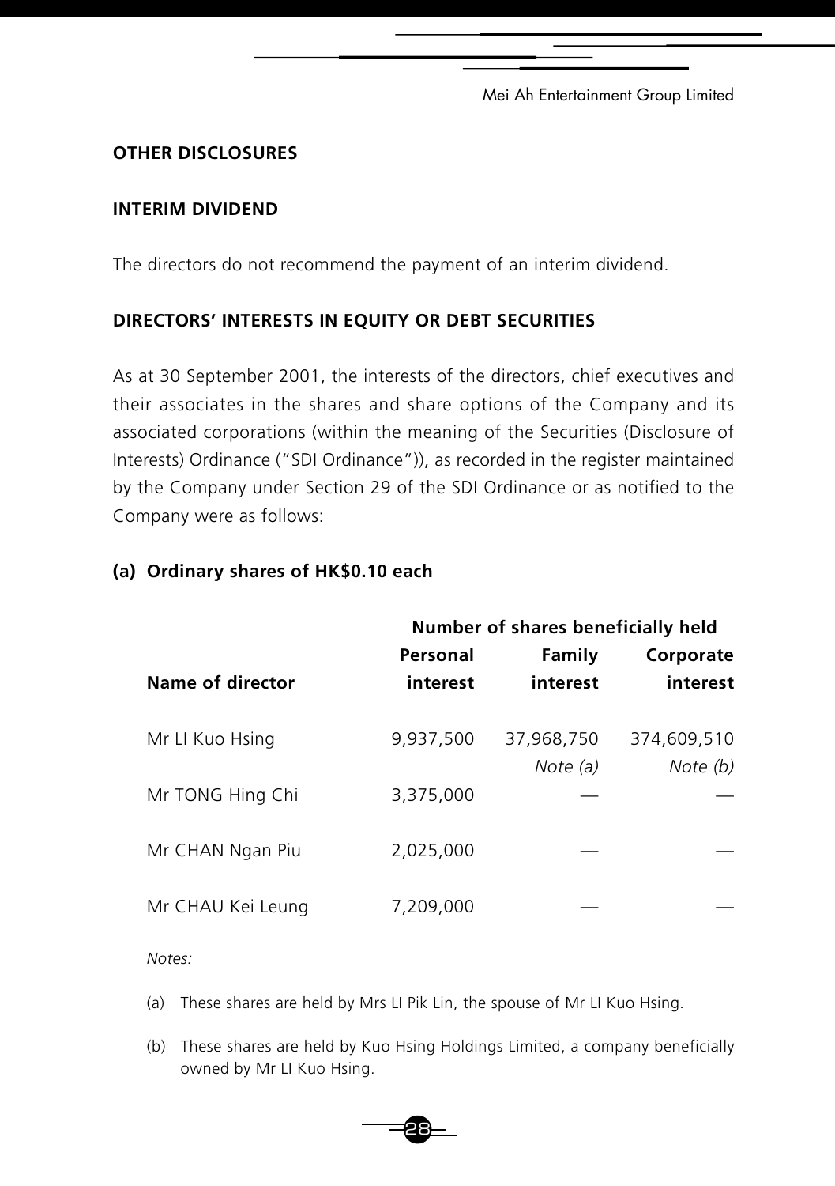## OTHER DISCLOSURES

### INTERIM DIVIDEND

The directors do not recommend the payment of an interim dividend.

### DIRECTORS' INTERESTS IN EQUITY OR DEBT SECURITIES

As at 30 September 2001, the interests of the directors, chief executives and their associates in the shares and share options of the Company and its associated corporations (within the meaning of the Securities (Disclosure of Interests) Ordinance ("SDI Ordinance")), as recorded in the register maintained by the Company under Section 29 of the SDI Ordinance or as notified to the Company were as follows:

**(a) Ordinary shares of HK$0.10 each**

| | Number of shares beneficially held | | |
|---|---|---|---|
| **Name of director** | **Personal interest** | **Family interest** | **Corporate interest** |
| Mr LI Kuo Hsing | 9,937,500 | 37,968,750 *Note (a)* | 374,609,510 *Note (b)* |
| Mr TONG Hing Chi | 3,375,000 | — | — |
| Mr CHAN Ngan Piu | 2,025,000 | — | — |
| Mr CHAU Kei Leung | 7,209,000 | — | — |

*Notes:*

(a) These shares are held by Mrs LI Pik Lin, the spouse of Mr LI Kuo Hsing.

(b) These shares are held by Kuo Hsing Holdings Limited, a company beneficially owned by Mr LI Kuo Hsing.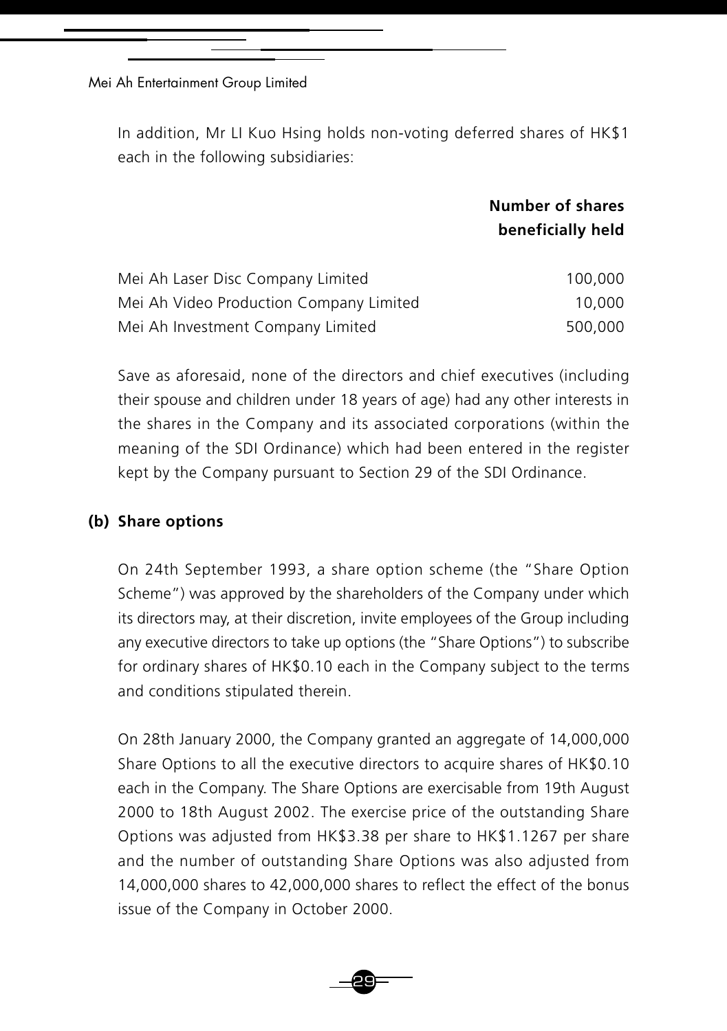In addition, Mr LI Kuo Hsing holds non-voting deferred shares of HK$1 each in the following subsidiaries:

| | Number of shares beneficially held |
|---|---:|
| Mei Ah Laser Disc Company Limited | 100,000 |
| Mei Ah Video Production Company Limited | 10,000 |
| Mei Ah Investment Company Limited | 500,000 |

Save as aforesaid, none of the directors and chief executives (including their spouse and children under 18 years of age) had any other interests in the shares in the Company and its associated corporations (within the meaning of the SDI Ordinance) which had been entered in the register kept by the Company pursuant to Section 29 of the SDI Ordinance.

**(b) Share options**

On 24th September 1993, a share option scheme (the "Share Option Scheme") was approved by the shareholders of the Company under which its directors may, at their discretion, invite employees of the Group including any executive directors to take up options (the "Share Options") to subscribe for ordinary shares of HK$0.10 each in the Company subject to the terms and conditions stipulated therein.

On 28th January 2000, the Company granted an aggregate of 14,000,000 Share Options to all the executive directors to acquire shares of HK$0.10 each in the Company. The Share Options are exercisable from 19th August 2000 to 18th August 2002. The exercise price of the outstanding Share Options was adjusted from HK$3.38 per share to HK$1.1267 per share and the number of outstanding Share Options was also adjusted from 14,000,000 shares to 42,000,000 shares to reflect the effect of the bonus issue of the Company in October 2000.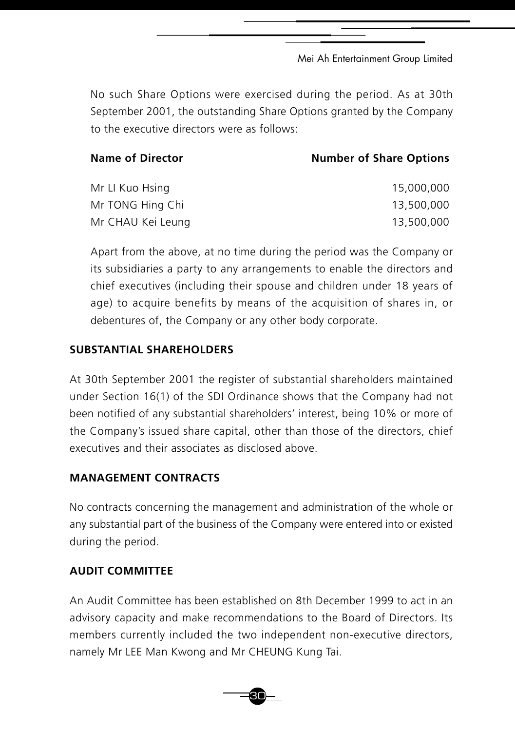No such Share Options were exercised during the period. As at 30th September 2001, the outstanding Share Options granted by the Company to the executive directors were as follows:

| Name of Director | Number of Share Options |
|---|---|
| Mr LI Kuo Hsing | 15,000,000 |
| Mr TONG Hing Chi | 13,500,000 |
| Mr CHAU Kei Leung | 13,500,000 |

Apart from the above, at no time during the period was the Company or its subsidiaries a party to any arrangements to enable the directors and chief executives (including their spouse and children under 18 years of age) to acquire benefits by means of the acquisition of shares in, or debentures of, the Company or any other body corporate.

## SUBSTANTIAL SHAREHOLDERS

At 30th September 2001 the register of substantial shareholders maintained under Section 16(1) of the SDI Ordinance shows that the Company had not been notified of any substantial shareholders' interest, being 10% or more of the Company's issued share capital, other than those of the directors, chief executives and their associates as disclosed above.

## MANAGEMENT CONTRACTS

No contracts concerning the management and administration of the whole or any substantial part of the business of the Company were entered into or existed during the period.

## AUDIT COMMITTEE

An Audit Committee has been established on 8th December 1999 to act in an advisory capacity and make recommendations to the Board of Directors. Its members currently included the two independent non-executive directors, namely Mr LEE Man Kwong and Mr CHEUNG Kung Tai.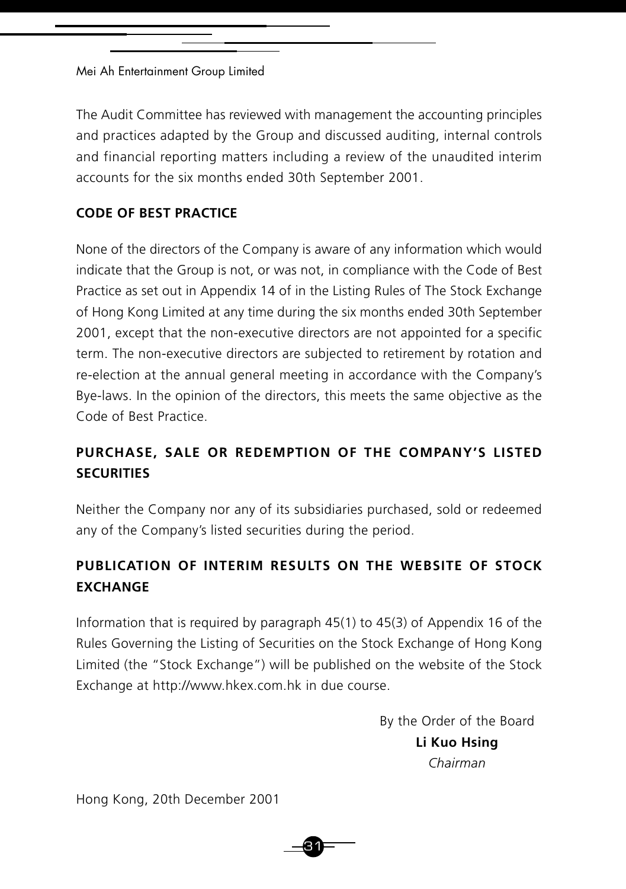The Audit Committee has reviewed with management the accounting principles and practices adapted by the Group and discussed auditing, internal controls and financial reporting matters including a review of the unaudited interim accounts for the six months ended 30th September 2001.

## CODE OF BEST PRACTICE

None of the directors of the Company is aware of any information which would indicate that the Group is not, or was not, in compliance with the Code of Best Practice as set out in Appendix 14 of in the Listing Rules of The Stock Exchange of Hong Kong Limited at any time during the six months ended 30th September 2001, except that the non-executive directors are not appointed for a specific term. The non-executive directors are subjected to retirement by rotation and re-election at the annual general meeting in accordance with the Company's Bye-laws. In the opinion of the directors, this meets the same objective as the Code of Best Practice.

## PURCHASE, SALE OR REDEMPTION OF THE COMPANY'S LISTED SECURITIES

Neither the Company nor any of its subsidiaries purchased, sold or redeemed any of the Company's listed securities during the period.

## PUBLICATION OF INTERIM RESULTS ON THE WEBSITE OF STOCK EXCHANGE

Information that is required by paragraph 45(1) to 45(3) of Appendix 16 of the Rules Governing the Listing of Securities on the Stock Exchange of Hong Kong Limited (the "Stock Exchange") will be published on the website of the Stock Exchange at http://www.hkex.com.hk in due course.

By the Order of the Board
**Li Kuo Hsing**
*Chairman*

Hong Kong, 20th December 2001